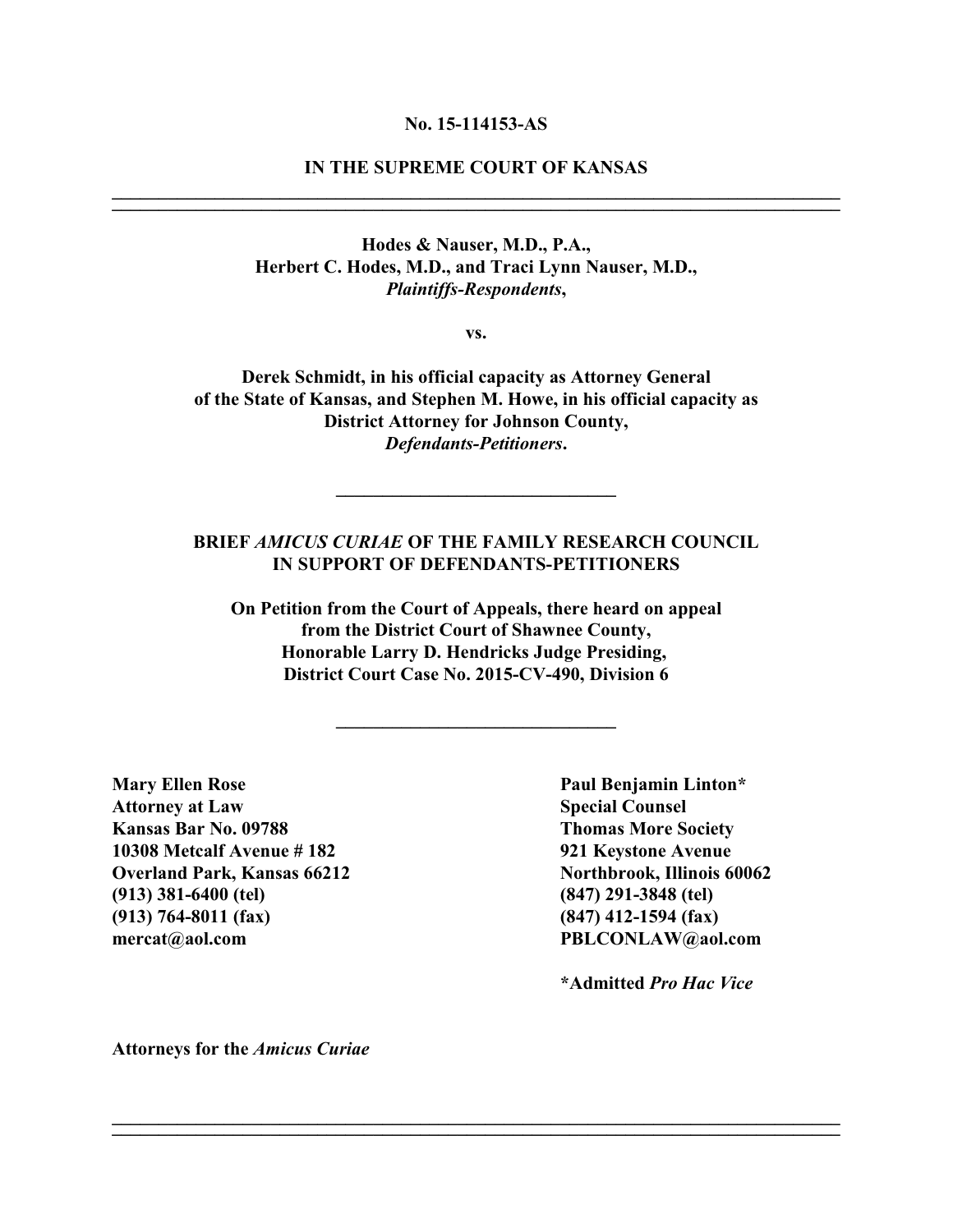**No. 15-114153-AS**

**IN THE SUPREME COURT OF KANSAS**

---

**Hodes & Nauser, M.D., P.A.,**
**Herbert C. Hodes, M.D., and Traci Lynn Nauser, M.D.,**
***Plaintiffs-Respondents*,**

**vs.**

**Derek Schmidt, in his official capacity as Attorney General of the State of Kansas, and Stephen M. Howe, in his official capacity as District Attorney for Johnson County,**
***Defendants-Petitioners*.**

---

**BRIEF *AMICUS CURIAE* OF THE FAMILY RESEARCH COUNCIL IN SUPPORT OF DEFENDANTS-PETITIONERS**

**On Petition from the Court of Appeals, there heard on appeal from the District Court of Shawnee County, Honorable Larry D. Hendricks Judge Presiding, District Court Case No. 2015-CV-490, Division 6**

---

**Mary Ellen Rose**
**Attorney at Law**
**Kansas Bar No. 09788**
**10308 Metcalf Avenue # 182**
**Overland Park, Kansas 66212**
**(913) 381-6400 (tel)**
**(913) 764-8011 (fax)**
**mercat@aol.com**

**Paul Benjamin Linton***
**Special Counsel**
**Thomas More Society**
**921 Keystone Avenue**
**Northbrook, Illinois 60062**
**(847) 291-3848 (tel)**
**(847) 412-1594 (fax)**
**PBLCONLAW@aol.com**

**\*Admitted *Pro Hac Vice***

**Attorneys for the *Amicus Curiae***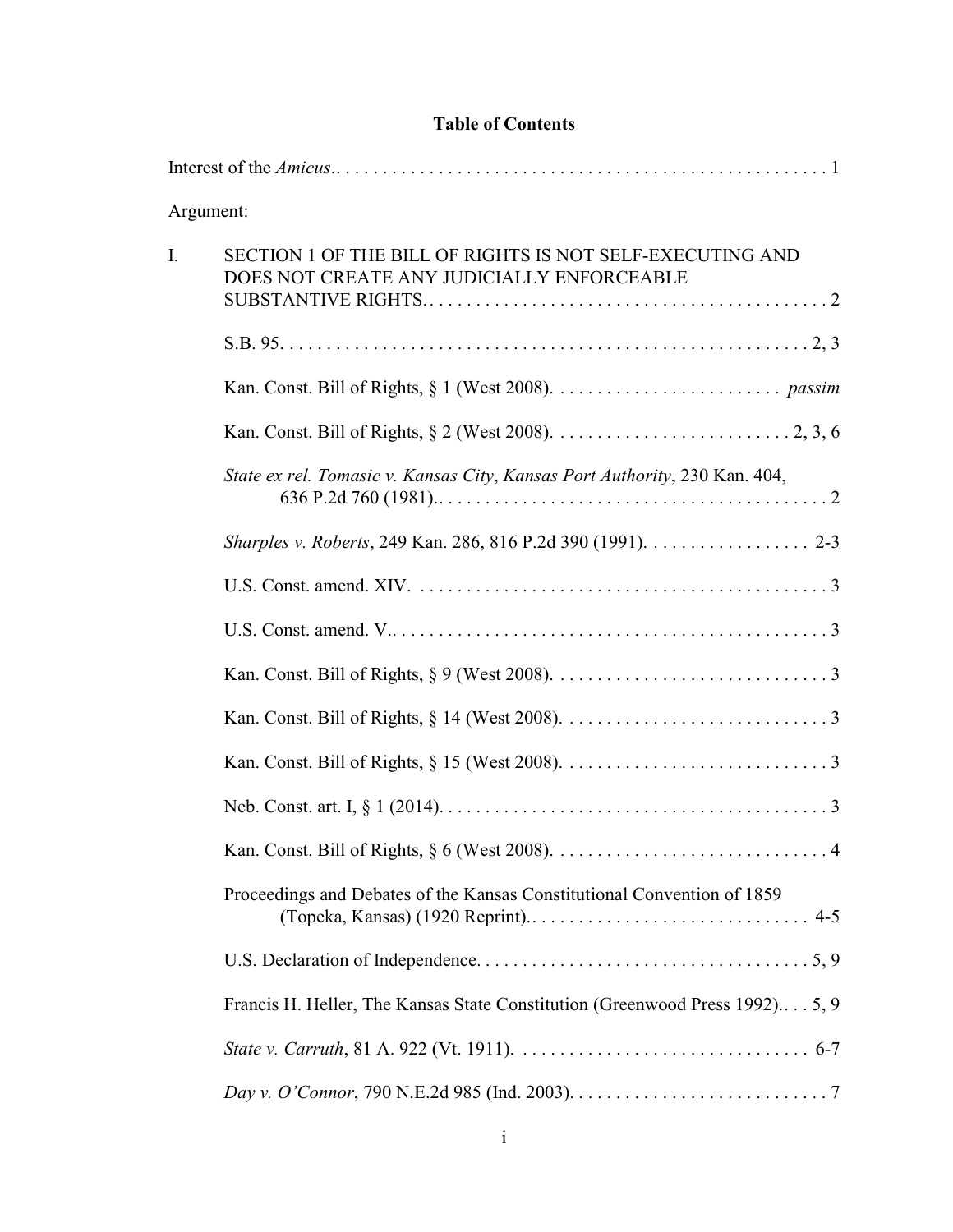# Table of Contents

Interest of the *Amicus*. . . . . . . . . . . . . . . . . . . . . . . . . . . . . . . . . . . . . . . . . . . . . . . . . . . . . . 1

Argument:

I. SECTION 1 OF THE BILL OF RIGHTS IS NOT SELF-EXECUTING AND DOES NOT CREATE ANY JUDICIALLY ENFORCEABLE SUBSTANTIVE RIGHTS. . . . . . . . . . . . . . . . . . . . . . . . . . . . . . . . . . . . . . . . . . . . 2

S.B. 95. . . . . . . . . . . . . . . . . . . . . . . . . . . . . . . . . . . . . . . . . . . . . . . . . . . . . . . . . 2, 3

Kan. Const. Bill of Rights, § 1 (West 2008). . . . . . . . . . . . . . . . . . . . . . . . . *passim*

Kan. Const. Bill of Rights, § 2 (West 2008). . . . . . . . . . . . . . . . . . . . . . . . . . 2, 3, 6

*State ex rel. Tomasic v. Kansas City*, *Kansas Port Authority*, 230 Kan. 404, 636 P.2d 760 (1981). . . . . . . . . . . . . . . . . . . . . . . . . . . . . . . . . . . . . . . . . . . 2

*Sharples v. Roberts*, 249 Kan. 286, 816 P.2d 390 (1991). . . . . . . . . . . . . . . . . . 2-3

U.S. Const. amend. XIV. . . . . . . . . . . . . . . . . . . . . . . . . . . . . . . . . . . . . . . . . . . . . 3

U.S. Const. amend. V. . . . . . . . . . . . . . . . . . . . . . . . . . . . . . . . . . . . . . . . . . . . . . . 3

Kan. Const. Bill of Rights, § 9 (West 2008). . . . . . . . . . . . . . . . . . . . . . . . . . . . . . 3

Kan. Const. Bill of Rights, § 14 (West 2008). . . . . . . . . . . . . . . . . . . . . . . . . . . . . 3

Kan. Const. Bill of Rights, § 15 (West 2008). . . . . . . . . . . . . . . . . . . . . . . . . . . . . 3

Neb. Const. art. I, § 1 (2014). . . . . . . . . . . . . . . . . . . . . . . . . . . . . . . . . . . . . . . . . . 3

Kan. Const. Bill of Rights, § 6 (West 2008). . . . . . . . . . . . . . . . . . . . . . . . . . . . . . 4

Proceedings and Debates of the Kansas Constitutional Convention of 1859 (Topeka, Kansas) (1920 Reprint). . . . . . . . . . . . . . . . . . . . . . . . . . . . . . . 4-5

U.S. Declaration of Independence. . . . . . . . . . . . . . . . . . . . . . . . . . . . . . . . . . . . 5, 9

Francis H. Heller, The Kansas State Constitution (Greenwood Press 1992). . . . 5, 9

*State v. Carruth*, 81 A. 922 (Vt. 1911). . . . . . . . . . . . . . . . . . . . . . . . . . . . . . . . 6-7

*Day v. O'Connor*, 790 N.E.2d 985 (Ind. 2003). . . . . . . . . . . . . . . . . . . . . . . . . . . . 7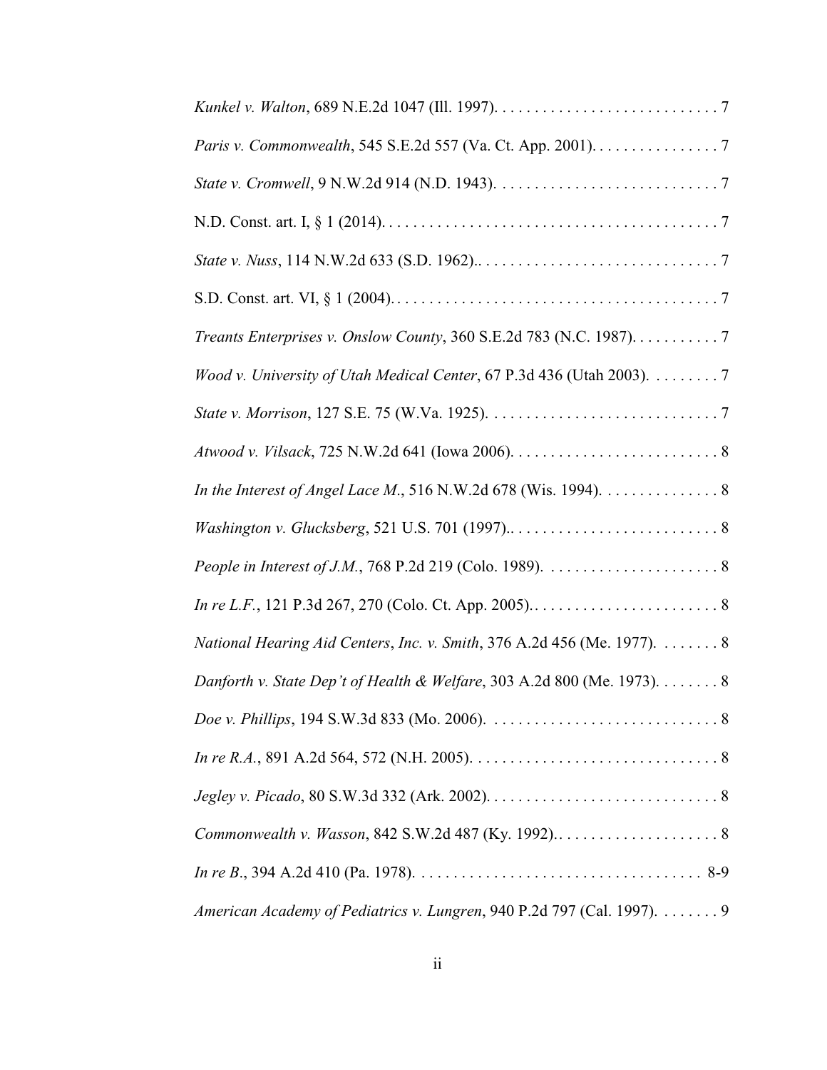*Kunkel v. Walton*, 689 N.E.2d 1047 (Ill. 1997). . . . . . . . . . . . . . . . . . . . . . . . . . . . . 7

*Paris v. Commonwealth*, 545 S.E.2d 557 (Va. Ct. App. 2001). . . . . . . . . . . . . . . . . 7

*State v. Cromwell*, 9 N.W.2d 914 (N.D. 1943). . . . . . . . . . . . . . . . . . . . . . . . . . . . . 7

N.D. Const. art. I, § 1 (2014). . . . . . . . . . . . . . . . . . . . . . . . . . . . . . . . . . . . . . . . . . 7

*State v. Nuss*, 114 N.W.2d 633 (S.D. 1962).. . . . . . . . . . . . . . . . . . . . . . . . . . . . . . . 7

S.D. Const. art. VI, § 1 (2004). . . . . . . . . . . . . . . . . . . . . . . . . . . . . . . . . . . . . . . . . 7

*Treants Enterprises v. Onslow County*, 360 S.E.2d 783 (N.C. 1987). . . . . . . . . . . 7

*Wood v. University of Utah Medical Center*, 67 P.3d 436 (Utah 2003). . . . . . . . . 7

*State v. Morrison*, 127 S.E. 75 (W.Va. 1925). . . . . . . . . . . . . . . . . . . . . . . . . . . . . . 7

*Atwood v. Vilsack*, 725 N.W.2d 641 (Iowa 2006). . . . . . . . . . . . . . . . . . . . . . . . . . . 8

*In the Interest of Angel Lace M*., 516 N.W.2d 678 (Wis. 1994). . . . . . . . . . . . . . . 8

*Washington v. Glucksberg*, 521 U.S. 701 (1997).. . . . . . . . . . . . . . . . . . . . . . . . . . . 8

*People in Interest of J.M.*, 768 P.2d 219 (Colo. 1989). . . . . . . . . . . . . . . . . . . . . . . 8

*In re L.F.*, 121 P.3d 267, 270 (Colo. Ct. App. 2005).. . . . . . . . . . . . . . . . . . . . . . . . 8

*National Hearing Aid Centers*, *Inc. v. Smith*, 376 A.2d 456 (Me. 1977). . . . . . . . 8

*Danforth v. State Dep't of Health & Welfare*, 303 A.2d 800 (Me. 1973). . . . . . . . 8

*Doe v. Phillips*, 194 S.W.3d 833 (Mo. 2006). . . . . . . . . . . . . . . . . . . . . . . . . . . . . . 8

*In re R.A.*, 891 A.2d 564, 572 (N.H. 2005). . . . . . . . . . . . . . . . . . . . . . . . . . . . . . . . 8

*Jegley v. Picado*, 80 S.W.3d 332 (Ark. 2002). . . . . . . . . . . . . . . . . . . . . . . . . . . . . . 8

*Commonwealth v. Wasson*, 842 S.W.2d 487 (Ky. 1992).. . . . . . . . . . . . . . . . . . . . . 8

*In re B*., 394 A.2d 410 (Pa. 1978). . . . . . . . . . . . . . . . . . . . . . . . . . . . . . . . . . . . . 8-9

*American Academy of Pediatrics v. Lungren*, 940 P.2d 797 (Cal. 1997). . . . . . . . 9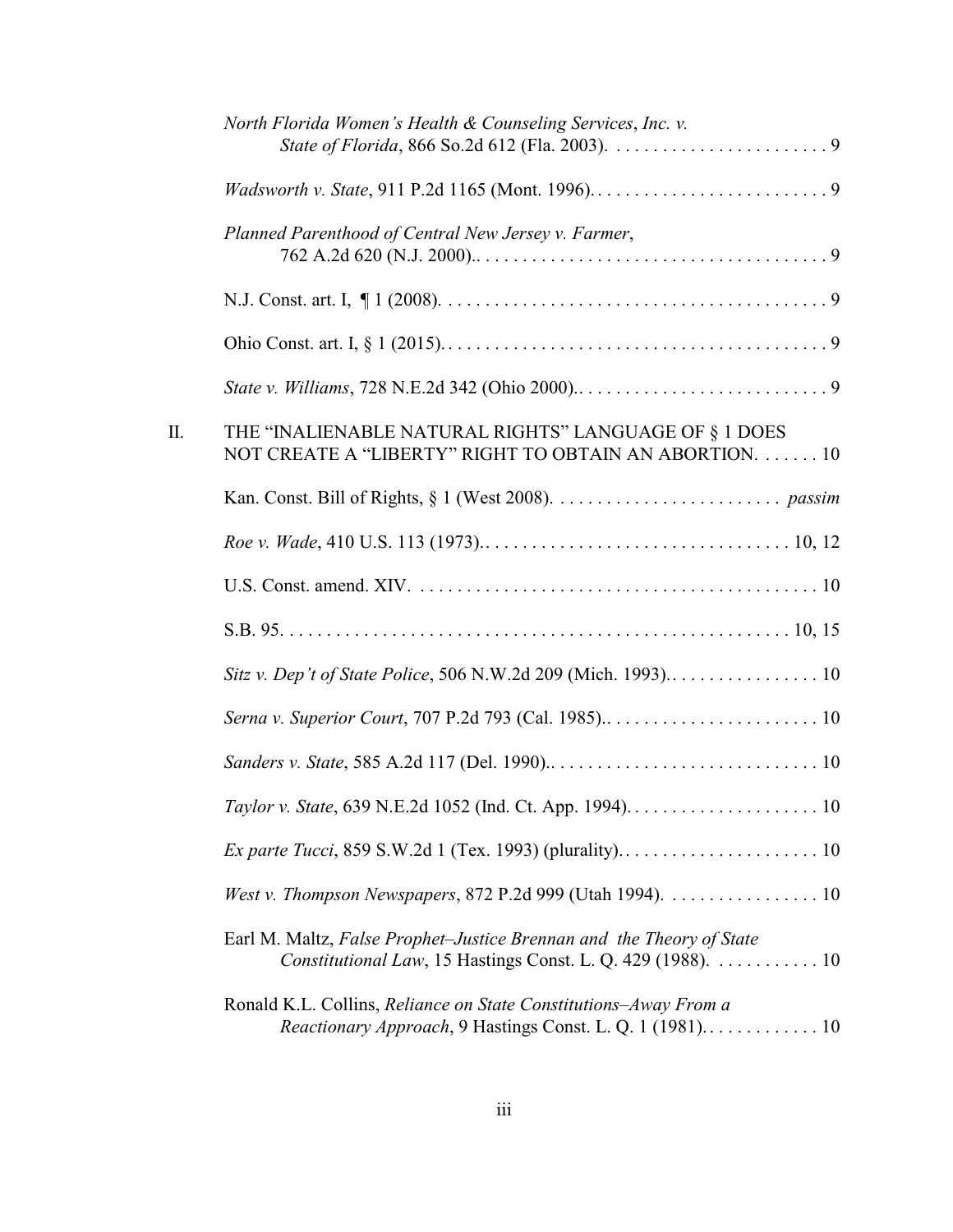*North Florida Women's Health & Counseling Services*, *Inc. v. State of Florida*, 866 So.2d 612 (Fla. 2003). . . . . . . . . . . . . . . . . . . . . . . . 9

*Wadsworth v. State*, 911 P.2d 1165 (Mont. 1996). . . . . . . . . . . . . . . . . . . . . . . . . . 9

*Planned Parenthood of Central New Jersey v. Farmer*, 762 A.2d 620 (N.J. 2000).. . . . . . . . . . . . . . . . . . . . . . . . . . . . . . . . . . . . . . 9

N.J. Const. art. I, ¶ 1 (2008). . . . . . . . . . . . . . . . . . . . . . . . . . . . . . . . . . . . . . . . . . 9

Ohio Const. art. I, § 1 (2015). . . . . . . . . . . . . . . . . . . . . . . . . . . . . . . . . . . . . . . . . . 9

*State v. Williams*, 728 N.E.2d 342 (Ohio 2000).. . . . . . . . . . . . . . . . . . . . . . . . . . . 9

II. THE "INALIENABLE NATURAL RIGHTS" LANGUAGE OF § 1 DOES NOT CREATE A "LIBERTY" RIGHT TO OBTAIN AN ABORTION. . . . . . . 10

Kan. Const. Bill of Rights, § 1 (West 2008). . . . . . . . . . . . . . . . . . . . . . . . . *passim*

*Roe v. Wade*, 410 U.S. 113 (1973).. . . . . . . . . . . . . . . . . . . . . . . . . . . . . . . . . . 10, 12

U.S. Const. amend. XIV. . . . . . . . . . . . . . . . . . . . . . . . . . . . . . . . . . . . . . . . . . . 10

S.B. 95. . . . . . . . . . . . . . . . . . . . . . . . . . . . . . . . . . . . . . . . . . . . . . . . . . . . . . 10, 15

*Sitz v. Dep't of State Police*, 506 N.W.2d 209 (Mich. 1993).. . . . . . . . . . . . . . . . 10

*Serna v. Superior Court*, 707 P.2d 793 (Cal. 1985).. . . . . . . . . . . . . . . . . . . . . . . . 10

*Sanders v. State*, 585 A.2d 117 (Del. 1990).. . . . . . . . . . . . . . . . . . . . . . . . . . . . . 10

*Taylor v. State*, 639 N.E.2d 1052 (Ind. Ct. App. 1994). . . . . . . . . . . . . . . . . . . . . 10

*Ex parte Tucci*, 859 S.W.2d 1 (Tex. 1993) (plurality). . . . . . . . . . . . . . . . . . . . . . 10

*West v. Thompson Newspapers*, 872 P.2d 999 (Utah 1994). . . . . . . . . . . . . . . . . 10

Earl M. Maltz, *False Prophet–Justice Brennan and the Theory of State Constitutional Law*, 15 Hastings Const. L. Q. 429 (1988). . . . . . . . . . . . 10

Ronald K.L. Collins, *Reliance on State Constitutions–Away From a Reactionary Approach*, 9 Hastings Const. L. Q. 1 (1981). . . . . . . . . . . . . 10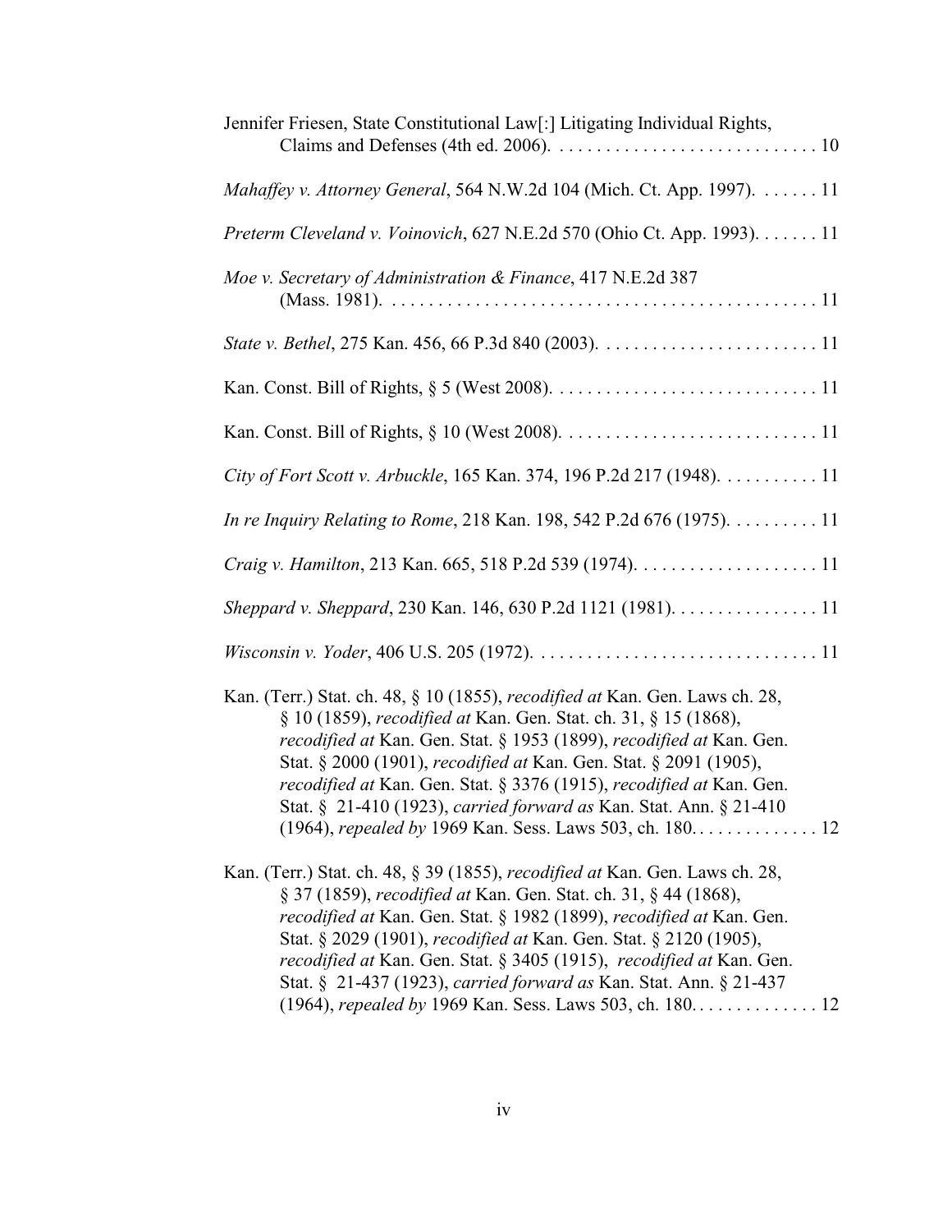Jennifer Friesen, State Constitutional Law[:] Litigating Individual Rights, Claims and Defenses (4th ed. 2006). . . . . . . . . . . . . . . . . . . . . . . . . . . . . 10

*Mahaffey v. Attorney General*, 564 N.W.2d 104 (Mich. Ct. App. 1997). . . . . . . 11

*Preterm Cleveland v. Voinovich*, 627 N.E.2d 570 (Ohio Ct. App. 1993). . . . . . . 11

*Moe v. Secretary of Administration & Finance*, 417 N.E.2d 387 (Mass. 1981). . . . . . . . . . . . . . . . . . . . . . . . . . . . . . . . . . . . . . . . . . . . . . 11

*State v. Bethel*, 275 Kan. 456, 66 P.3d 840 (2003). . . . . . . . . . . . . . . . . . . . . . . . 11

Kan. Const. Bill of Rights, § 5 (West 2008). . . . . . . . . . . . . . . . . . . . . . . . . . . . . 11

Kan. Const. Bill of Rights, § 10 (West 2008). . . . . . . . . . . . . . . . . . . . . . . . . . . . 11

*City of Fort Scott v. Arbuckle*, 165 Kan. 374, 196 P.2d 217 (1948). . . . . . . . . . . 11

*In re Inquiry Relating to Rome*, 218 Kan. 198, 542 P.2d 676 (1975). . . . . . . . . . 11

*Craig v. Hamilton*, 213 Kan. 665, 518 P.2d 539 (1974). . . . . . . . . . . . . . . . . . . . 11

*Sheppard v. Sheppard*, 230 Kan. 146, 630 P.2d 1121 (1981). . . . . . . . . . . . . . . . 11

*Wisconsin v. Yoder*, 406 U.S. 205 (1972). . . . . . . . . . . . . . . . . . . . . . . . . . . . . . . 11

Kan. (Terr.) Stat. ch. 48, § 10 (1855), *recodified at* Kan. Gen. Laws ch. 28, § 10 (1859), *recodified at* Kan. Gen. Stat. ch. 31, § 15 (1868), *recodified at* Kan. Gen. Stat. § 1953 (1899), *recodified at* Kan. Gen. Stat. § 2000 (1901), *recodified at* Kan. Gen. Stat. § 2091 (1905), *recodified at* Kan. Gen. Stat. § 3376 (1915), *recodified at* Kan. Gen. Stat. § 21-410 (1923), *carried forward as* Kan. Stat. Ann. § 21-410 (1964), *repealed by* 1969 Kan. Sess. Laws 503, ch. 180. . . . . . . . . . . . . . 12

Kan. (Terr.) Stat. ch. 48, § 39 (1855), *recodified at* Kan. Gen. Laws ch. 28, § 37 (1859), *recodified at* Kan. Gen. Stat. ch. 31, § 44 (1868), *recodified at* Kan. Gen. Stat. § 1982 (1899), *recodified at* Kan. Gen. Stat. § 2029 (1901), *recodified at* Kan. Gen. Stat. § 2120 (1905), *recodified at* Kan. Gen. Stat. § 3405 (1915), *recodified at* Kan. Gen. Stat. § 21-437 (1923), *carried forward as* Kan. Stat. Ann. § 21-437 (1964), *repealed by* 1969 Kan. Sess. Laws 503, ch. 180. . . . . . . . . . . . . . 12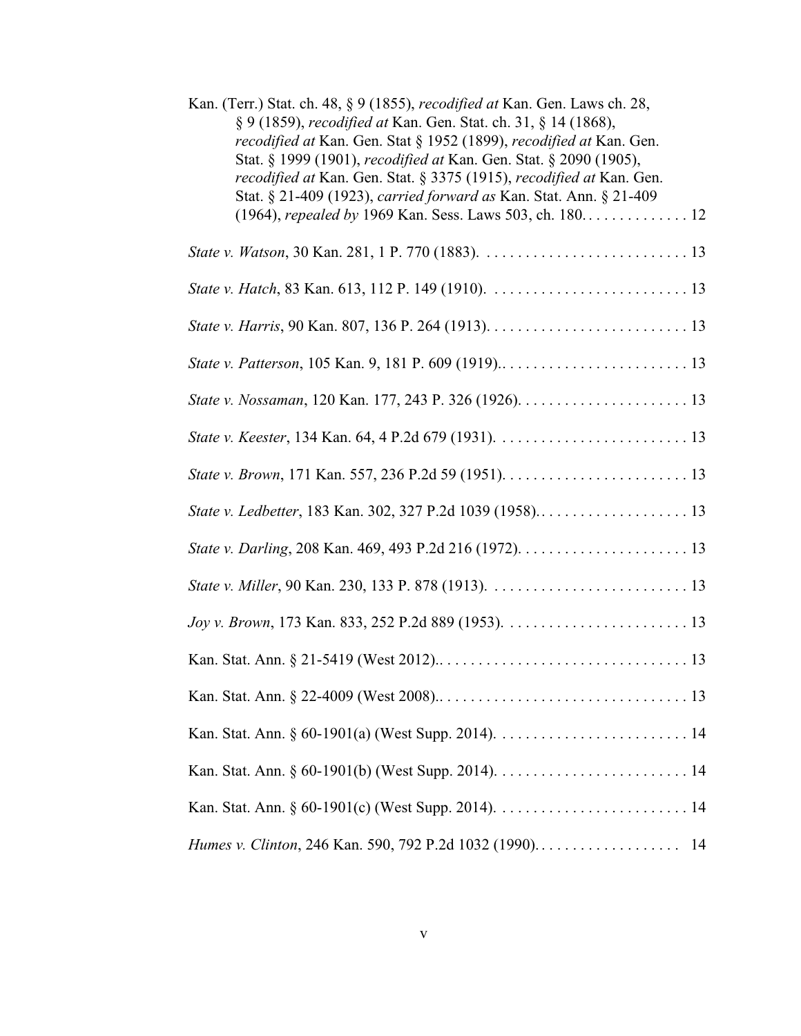Kan. (Terr.) Stat. ch. 48, § 9 (1855), *recodified at* Kan. Gen. Laws ch. 28, § 9 (1859), *recodified at* Kan. Gen. Stat. ch. 31, § 14 (1868), *recodified at* Kan. Gen. Stat § 1952 (1899), *recodified at* Kan. Gen. Stat. § 1999 (1901), *recodified at* Kan. Gen. Stat. § 2090 (1905), *recodified at* Kan. Gen. Stat. § 3375 (1915), *recodified at* Kan. Gen. Stat. § 21-409 (1923), *carried forward as* Kan. Stat. Ann. § 21-409 (1964), *repealed by* 1969 Kan. Sess. Laws 503, ch. 180. . . . . . . . . . . . . . 12

*State v. Watson*, 30 Kan. 281, 1 P. 770 (1883). . . . . . . . . . . . . . . . . . . . . . . . . . . 13

*State v. Hatch*, 83 Kan. 613, 112 P. 149 (1910). . . . . . . . . . . . . . . . . . . . . . . . . . 13

*State v. Harris*, 90 Kan. 807, 136 P. 264 (1913). . . . . . . . . . . . . . . . . . . . . . . . . . 13

*State v. Patterson*, 105 Kan. 9, 181 P. 609 (1919).. . . . . . . . . . . . . . . . . . . . . . . . . 13

*State v. Nossaman*, 120 Kan. 177, 243 P. 326 (1926). . . . . . . . . . . . . . . . . . . . . . 13

*State v. Keester*, 134 Kan. 64, 4 P.2d 679 (1931). . . . . . . . . . . . . . . . . . . . . . . . . 13

*State v. Brown*, 171 Kan. 557, 236 P.2d 59 (1951). . . . . . . . . . . . . . . . . . . . . . . . 13

*State v. Ledbetter*, 183 Kan. 302, 327 P.2d 1039 (1958). . . . . . . . . . . . . . . . . . . . 13

*State v. Darling*, 208 Kan. 469, 493 P.2d 216 (1972). . . . . . . . . . . . . . . . . . . . . . 13

*State v. Miller*, 90 Kan. 230, 133 P. 878 (1913). . . . . . . . . . . . . . . . . . . . . . . . . . 13

*Joy v. Brown*, 173 Kan. 833, 252 P.2d 889 (1953). . . . . . . . . . . . . . . . . . . . . . . . 13

Kan. Stat. Ann. § 21-5419 (West 2012).. . . . . . . . . . . . . . . . . . . . . . . . . . . . . . . . 13

Kan. Stat. Ann. § 22-4009 (West 2008).. . . . . . . . . . . . . . . . . . . . . . . . . . . . . . . . 13

Kan. Stat. Ann. § 60-1901(a) (West Supp. 2014). . . . . . . . . . . . . . . . . . . . . . . . . 14

Kan. Stat. Ann. § 60-1901(b) (West Supp. 2014). . . . . . . . . . . . . . . . . . . . . . . . . 14

Kan. Stat. Ann. § 60-1901(c) (West Supp. 2014). . . . . . . . . . . . . . . . . . . . . . . . . 14

*Humes v. Clinton*, 246 Kan. 590, 792 P.2d 1032 (1990). . . . . . . . . . . . . . . . . . . 14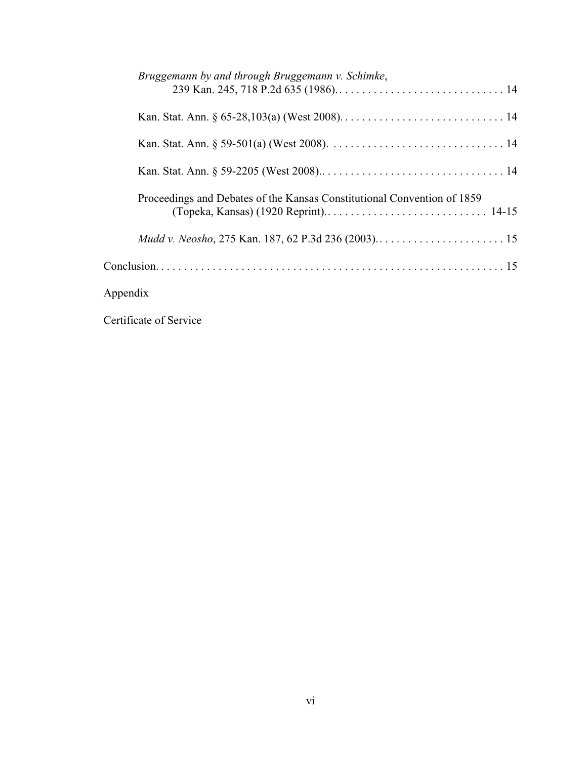*Bruggemann by and through Bruggemann v. Schimke*, 239 Kan. 245, 718 P.2d 635 (1986). . . . . . . . . . . . . . . . . . . . . . . . . . . . . . . 14

Kan. Stat. Ann. § 65-28,103(a) (West 2008). . . . . . . . . . . . . . . . . . . . . . . . . . . . . 14

Kan. Stat. Ann. § 59-501(a) (West 2008). . . . . . . . . . . . . . . . . . . . . . . . . . . . . . . 14

Kan. Stat. Ann. § 59-2205 (West 2008).. . . . . . . . . . . . . . . . . . . . . . . . . . . . . . . . 14

Proceedings and Debates of the Kansas Constitutional Convention of 1859 (Topeka, Kansas) (1920 Reprint).. . . . . . . . . . . . . . . . . . . . . . . . . . . . 14-15

*Mudd v. Neosho*, 275 Kan. 187, 62 P.3d 236 (2003).. . . . . . . . . . . . . . . . . . . . . . . 15

Conclusion. . . . . . . . . . . . . . . . . . . . . . . . . . . . . . . . . . . . . . . . . . . . . . . . . . . . . . . . . 15

Appendix

Certificate of Service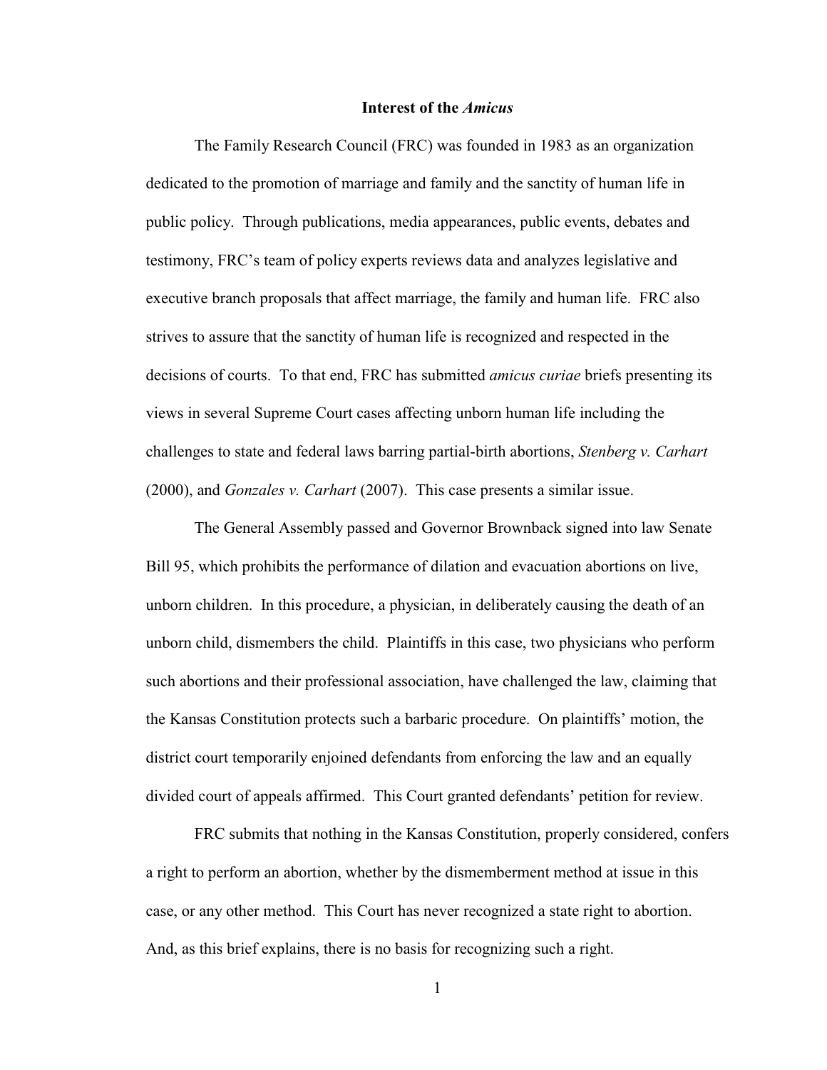## Interest of the *Amicus*

The Family Research Council (FRC) was founded in 1983 as an organization dedicated to the promotion of marriage and family and the sanctity of human life in public policy. Through publications, media appearances, public events, debates and testimony, FRC's team of policy experts reviews data and analyzes legislative and executive branch proposals that affect marriage, the family and human life. FRC also strives to assure that the sanctity of human life is recognized and respected in the decisions of courts. To that end, FRC has submitted *amicus curiae* briefs presenting its views in several Supreme Court cases affecting unborn human life including the challenges to state and federal laws barring partial-birth abortions, *Stenberg v. Carhart* (2000), and *Gonzales v. Carhart* (2007). This case presents a similar issue.

The General Assembly passed and Governor Brownback signed into law Senate Bill 95, which prohibits the performance of dilation and evacuation abortions on live, unborn children. In this procedure, a physician, in deliberately causing the death of an unborn child, dismembers the child. Plaintiffs in this case, two physicians who perform such abortions and their professional association, have challenged the law, claiming that the Kansas Constitution protects such a barbaric procedure. On plaintiffs' motion, the district court temporarily enjoined defendants from enforcing the law and an equally divided court of appeals affirmed. This Court granted defendants' petition for review.

FRC submits that nothing in the Kansas Constitution, properly considered, confers a right to perform an abortion, whether by the dismemberment method at issue in this case, or any other method. This Court has never recognized a state right to abortion. And, as this brief explains, there is no basis for recognizing such a right.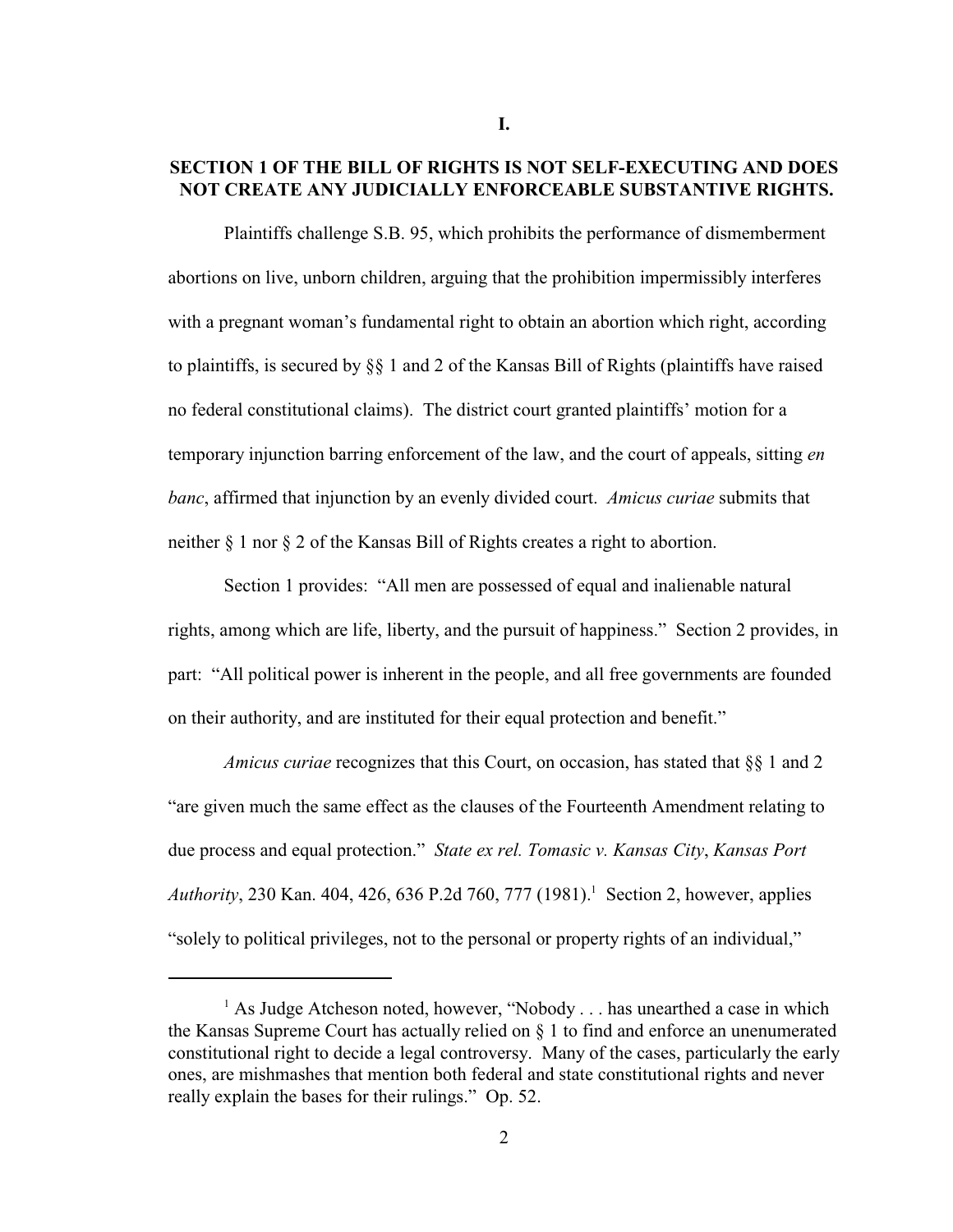# I.

## SECTION 1 OF THE BILL OF RIGHTS IS NOT SELF-EXECUTING AND DOES NOT CREATE ANY JUDICIALLY ENFORCEABLE SUBSTANTIVE RIGHTS.

Plaintiffs challenge S.B. 95, which prohibits the performance of dismemberment abortions on live, unborn children, arguing that the prohibition impermissibly interferes with a pregnant woman's fundamental right to obtain an abortion which right, according to plaintiffs, is secured by §§ 1 and 2 of the Kansas Bill of Rights (plaintiffs have raised no federal constitutional claims). The district court granted plaintiffs' motion for a temporary injunction barring enforcement of the law, and the court of appeals, sitting *en banc*, affirmed that injunction by an evenly divided court. *Amicus curiae* submits that neither § 1 nor § 2 of the Kansas Bill of Rights creates a right to abortion.

Section 1 provides: "All men are possessed of equal and inalienable natural rights, among which are life, liberty, and the pursuit of happiness." Section 2 provides, in part: "All political power is inherent in the people, and all free governments are founded on their authority, and are instituted for their equal protection and benefit."

*Amicus curiae* recognizes that this Court, on occasion, has stated that §§ 1 and 2 "are given much the same effect as the clauses of the Fourteenth Amendment relating to due process and equal protection." *State ex rel. Tomasic v. Kansas City*, *Kansas Port Authority*, 230 Kan. 404, 426, 636 P.2d 760, 777 (1981).[1] Section 2, however, applies "solely to political privileges, not to the personal or property rights of an individual,"

[1] As Judge Atcheson noted, however, "Nobody . . . has unearthed a case in which the Kansas Supreme Court has actually relied on § 1 to find and enforce an unenumerated constitutional right to decide a legal controversy. Many of the cases, particularly the early ones, are mishmashes that mention both federal and state constitutional rights and never really explain the bases for their rulings." Op. 52.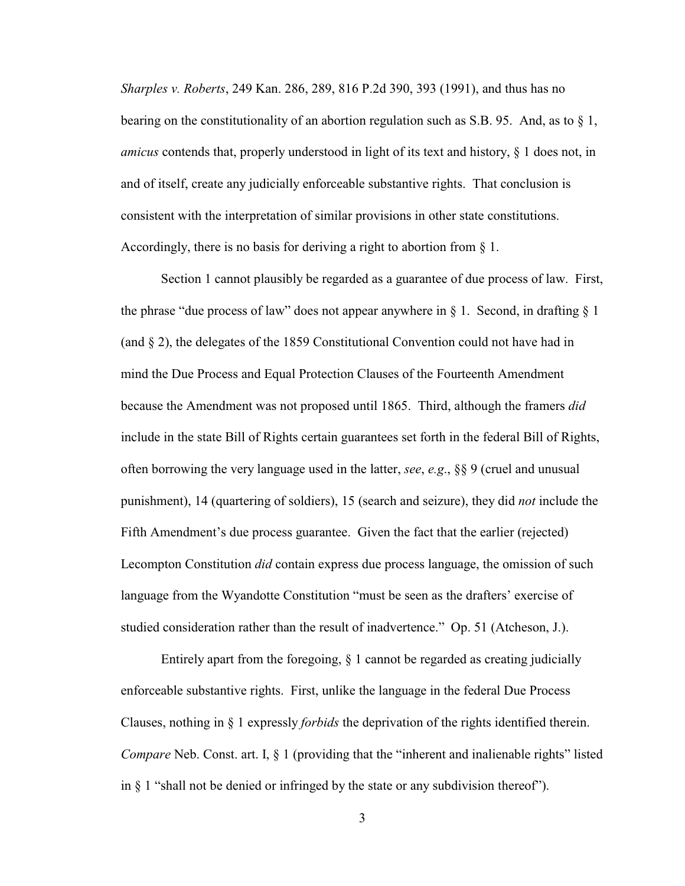*Sharples v. Roberts*, 249 Kan. 286, 289, 816 P.2d 390, 393 (1991), and thus has no bearing on the constitutionality of an abortion regulation such as S.B. 95. And, as to § 1, *amicus* contends that, properly understood in light of its text and history, § 1 does not, in and of itself, create any judicially enforceable substantive rights. That conclusion is consistent with the interpretation of similar provisions in other state constitutions. Accordingly, there is no basis for deriving a right to abortion from § 1.

Section 1 cannot plausibly be regarded as a guarantee of due process of law. First, the phrase "due process of law" does not appear anywhere in § 1. Second, in drafting § 1 (and § 2), the delegates of the 1859 Constitutional Convention could not have had in mind the Due Process and Equal Protection Clauses of the Fourteenth Amendment because the Amendment was not proposed until 1865. Third, although the framers *did* include in the state Bill of Rights certain guarantees set forth in the federal Bill of Rights, often borrowing the very language used in the latter, *see*, *e.g*., §§ 9 (cruel and unusual punishment), 14 (quartering of soldiers), 15 (search and seizure), they did *not* include the Fifth Amendment's due process guarantee. Given the fact that the earlier (rejected) Lecompton Constitution *did* contain express due process language, the omission of such language from the Wyandotte Constitution "must be seen as the drafters' exercise of studied consideration rather than the result of inadvertence." Op. 51 (Atcheson, J.).

Entirely apart from the foregoing, § 1 cannot be regarded as creating judicially enforceable substantive rights. First, unlike the language in the federal Due Process Clauses, nothing in § 1 expressly *forbids* the deprivation of the rights identified therein. *Compare* Neb. Const. art. I, § 1 (providing that the "inherent and inalienable rights" listed in § 1 "shall not be denied or infringed by the state or any subdivision thereof").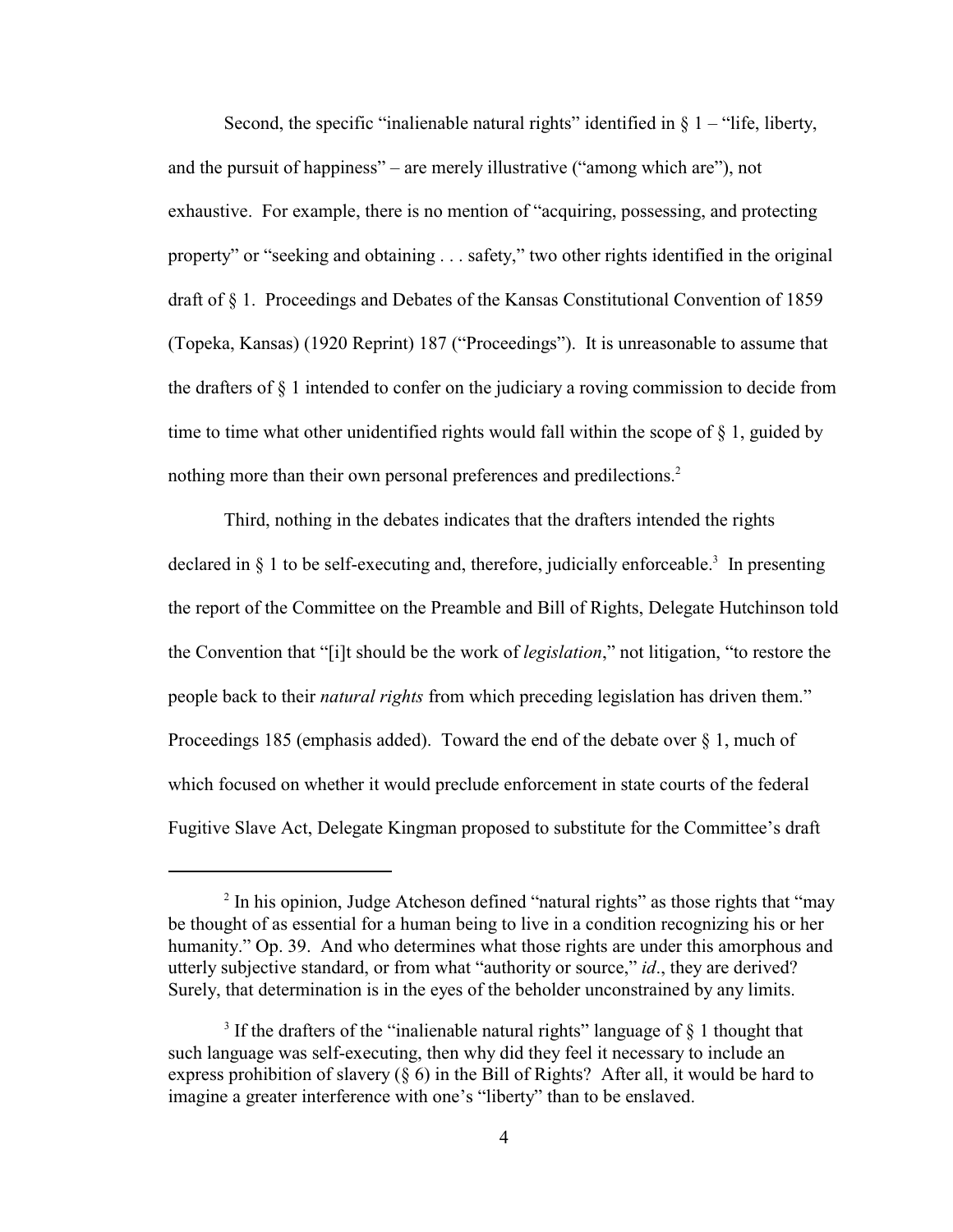Second, the specific "inalienable natural rights" identified in § 1 – "life, liberty, and the pursuit of happiness" – are merely illustrative ("among which are"), not exhaustive. For example, there is no mention of "acquiring, possessing, and protecting property" or "seeking and obtaining . . . safety," two other rights identified in the original draft of § 1. Proceedings and Debates of the Kansas Constitutional Convention of 1859 (Topeka, Kansas) (1920 Reprint) 187 ("Proceedings"). It is unreasonable to assume that the drafters of § 1 intended to confer on the judiciary a roving commission to decide from time to time what other unidentified rights would fall within the scope of § 1, guided by nothing more than their own personal preferences and predilections.[2]

Third, nothing in the debates indicates that the drafters intended the rights declared in § 1 to be self-executing and, therefore, judicially enforceable.[3] In presenting the report of the Committee on the Preamble and Bill of Rights, Delegate Hutchinson told the Convention that "[i]t should be the work of *legislation*," not litigation, "to restore the people back to their *natural rights* from which preceding legislation has driven them." Proceedings 185 (emphasis added). Toward the end of the debate over § 1, much of which focused on whether it would preclude enforcement in state courts of the federal Fugitive Slave Act, Delegate Kingman proposed to substitute for the Committee's draft

---

[2] In his opinion, Judge Atcheson defined "natural rights" as those rights that "may be thought of as essential for a human being to live in a condition recognizing his or her humanity." Op. 39. And who determines what those rights are under this amorphous and utterly subjective standard, or from what "authority or source," *id*., they are derived? Surely, that determination is in the eyes of the beholder unconstrained by any limits.

[3] If the drafters of the "inalienable natural rights" language of § 1 thought that such language was self-executing, then why did they feel it necessary to include an express prohibition of slavery (§ 6) in the Bill of Rights? After all, it would be hard to imagine a greater interference with one's "liberty" than to be enslaved.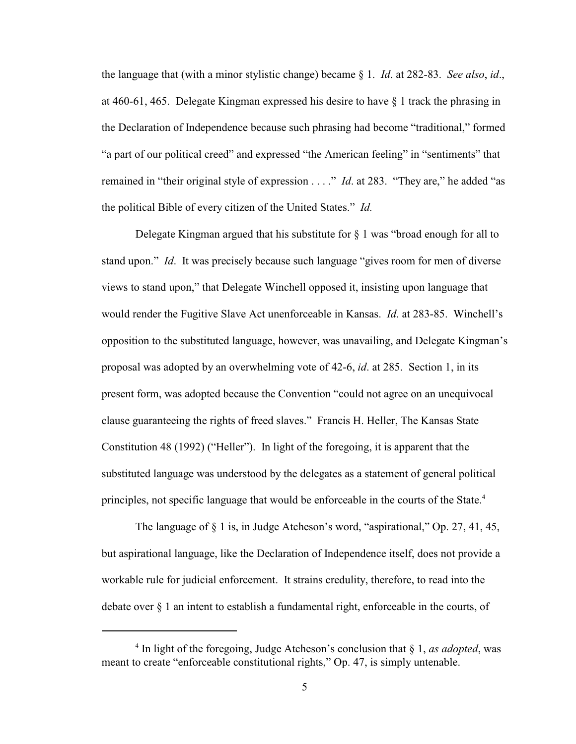the language that (with a minor stylistic change) became § 1. *Id*. at 282-83. *See also*, *id*., at 460-61, 465. Delegate Kingman expressed his desire to have § 1 track the phrasing in the Declaration of Independence because such phrasing had become "traditional," formed "a part of our political creed" and expressed "the American feeling" in "sentiments" that remained in "their original style of expression . . . ." *Id*. at 283. "They are," he added "as the political Bible of every citizen of the United States." *Id.*

Delegate Kingman argued that his substitute for § 1 was "broad enough for all to stand upon." *Id*. It was precisely because such language "gives room for men of diverse views to stand upon," that Delegate Winchell opposed it, insisting upon language that would render the Fugitive Slave Act unenforceable in Kansas. *Id*. at 283-85. Winchell's opposition to the substituted language, however, was unavailing, and Delegate Kingman's proposal was adopted by an overwhelming vote of 42-6, *id*. at 285. Section 1, in its present form, was adopted because the Convention "could not agree on an unequivocal clause guaranteeing the rights of freed slaves." Francis H. Heller, The Kansas State Constitution 48 (1992) ("Heller"). In light of the foregoing, it is apparent that the substituted language was understood by the delegates as a statement of general political principles, not specific language that would be enforceable in the courts of the State.[4]

The language of § 1 is, in Judge Atcheson's word, "aspirational," Op. 27, 41, 45, but aspirational language, like the Declaration of Independence itself, does not provide a workable rule for judicial enforcement. It strains credulity, therefore, to read into the debate over § 1 an intent to establish a fundamental right, enforceable in the courts, of

---

[4] In light of the foregoing, Judge Atcheson's conclusion that § 1, *as adopted*, was meant to create "enforceable constitutional rights," Op. 47, is simply untenable.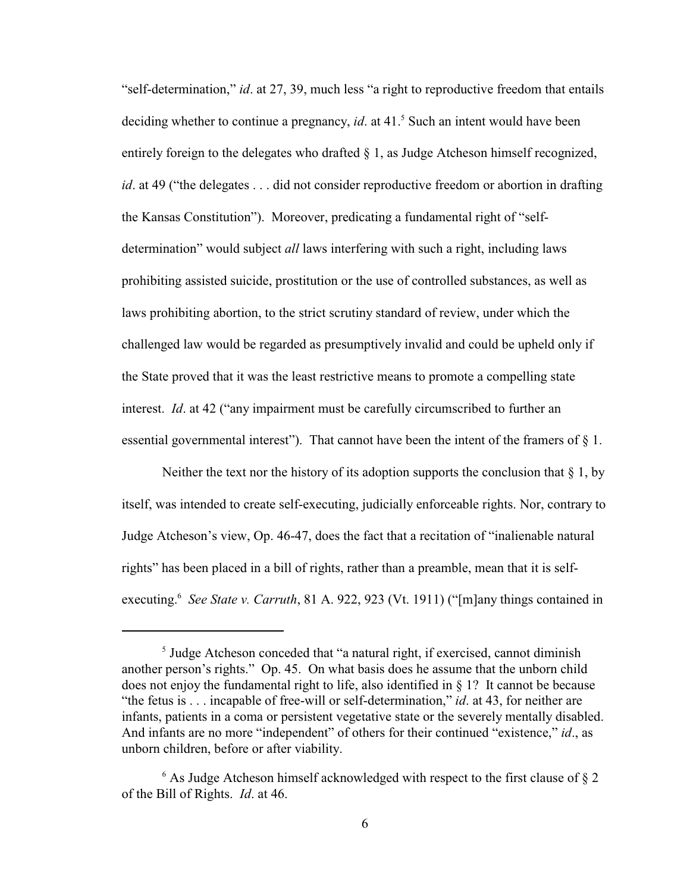"self-determination," *id*. at 27, 39, much less "a right to reproductive freedom that entails deciding whether to continue a pregnancy, *id*. at 41.[5] Such an intent would have been entirely foreign to the delegates who drafted § 1, as Judge Atcheson himself recognized, *id*. at 49 ("the delegates . . . did not consider reproductive freedom or abortion in drafting the Kansas Constitution"). Moreover, predicating a fundamental right of "self-determination" would subject *all* laws interfering with such a right, including laws prohibiting assisted suicide, prostitution or the use of controlled substances, as well as laws prohibiting abortion, to the strict scrutiny standard of review, under which the challenged law would be regarded as presumptively invalid and could be upheld only if the State proved that it was the least restrictive means to promote a compelling state interest. *Id*. at 42 ("any impairment must be carefully circumscribed to further an essential governmental interest"). That cannot have been the intent of the framers of § 1.

Neither the text nor the history of its adoption supports the conclusion that § 1, by itself, was intended to create self-executing, judicially enforceable rights. Nor, contrary to Judge Atcheson's view, Op. 46-47, does the fact that a recitation of "inalienable natural rights" has been placed in a bill of rights, rather than a preamble, mean that it is self-executing.[6] *See State v. Carruth*, 81 A. 922, 923 (Vt. 1911) ("[m]any things contained in

---

[5] Judge Atcheson conceded that "a natural right, if exercised, cannot diminish another person's rights." Op. 45. On what basis does he assume that the unborn child does not enjoy the fundamental right to life, also identified in § 1? It cannot be because "the fetus is . . . incapable of free-will or self-determination," *id*. at 43, for neither are infants, patients in a coma or persistent vegetative state or the severely mentally disabled. And infants are no more "independent" of others for their continued "existence," *id*., as unborn children, before or after viability.

[6] As Judge Atcheson himself acknowledged with respect to the first clause of § 2 of the Bill of Rights. *Id*. at 46.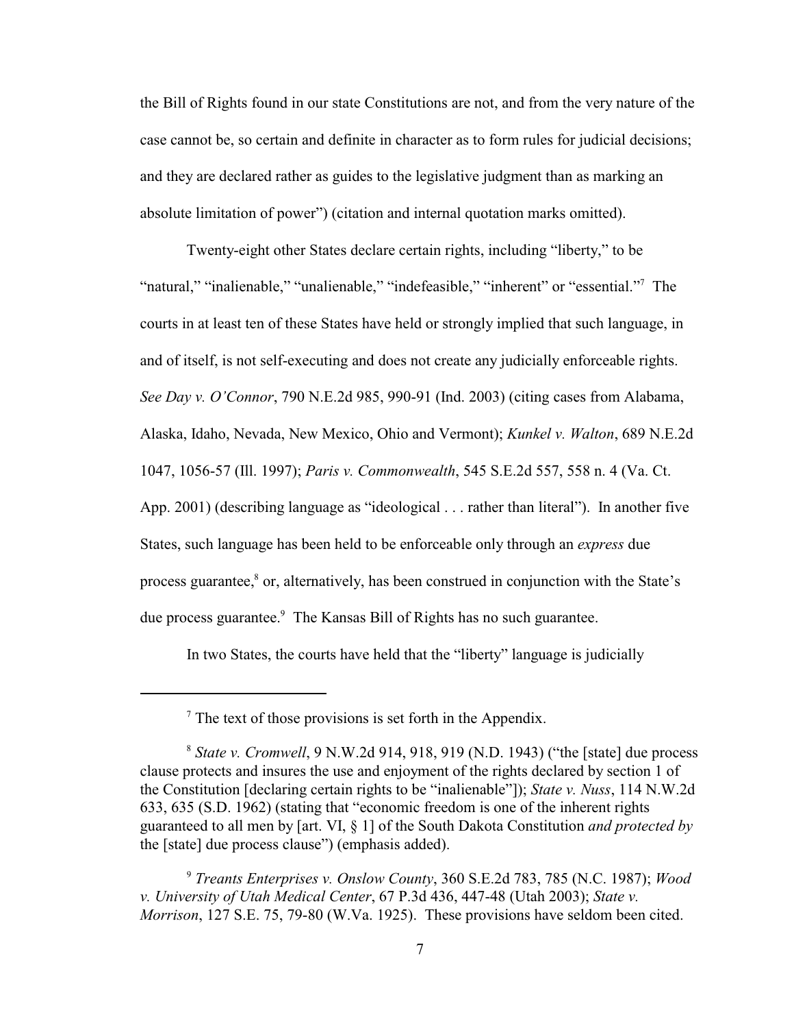the Bill of Rights found in our state Constitutions are not, and from the very nature of the case cannot be, so certain and definite in character as to form rules for judicial decisions; and they are declared rather as guides to the legislative judgment than as marking an absolute limitation of power") (citation and internal quotation marks omitted).

Twenty-eight other States declare certain rights, including "liberty," to be "natural," "inalienable," "unalienable," "indefeasible," "inherent" or "essential."[7] The courts in at least ten of these States have held or strongly implied that such language, in and of itself, is not self-executing and does not create any judicially enforceable rights. *See Day v. O'Connor*, 790 N.E.2d 985, 990-91 (Ind. 2003) (citing cases from Alabama, Alaska, Idaho, Nevada, New Mexico, Ohio and Vermont); *Kunkel v. Walton*, 689 N.E.2d 1047, 1056-57 (Ill. 1997); *Paris v. Commonwealth*, 545 S.E.2d 557, 558 n. 4 (Va. Ct. App. 2001) (describing language as "ideological . . . rather than literal"). In another five States, such language has been held to be enforceable only through an *express* due process guarantee,[8] or, alternatively, has been construed in conjunction with the State's due process guarantee.[9] The Kansas Bill of Rights has no such guarantee.

In two States, the courts have held that the "liberty" language is judicially

---

[7] The text of those provisions is set forth in the Appendix.

[8] *State v. Cromwell*, 9 N.W.2d 914, 918, 919 (N.D. 1943) ("the [state] due process clause protects and insures the use and enjoyment of the rights declared by section 1 of the Constitution [declaring certain rights to be "inalienable"]); *State v. Nuss*, 114 N.W.2d 633, 635 (S.D. 1962) (stating that "economic freedom is one of the inherent rights guaranteed to all men by [art. VI, § 1] of the South Dakota Constitution *and protected by* the [state] due process clause") (emphasis added).

[9] *Treants Enterprises v. Onslow County*, 360 S.E.2d 783, 785 (N.C. 1987); *Wood v. University of Utah Medical Center*, 67 P.3d 436, 447-48 (Utah 2003); *State v. Morrison*, 127 S.E. 75, 79-80 (W.Va. 1925). These provisions have seldom been cited.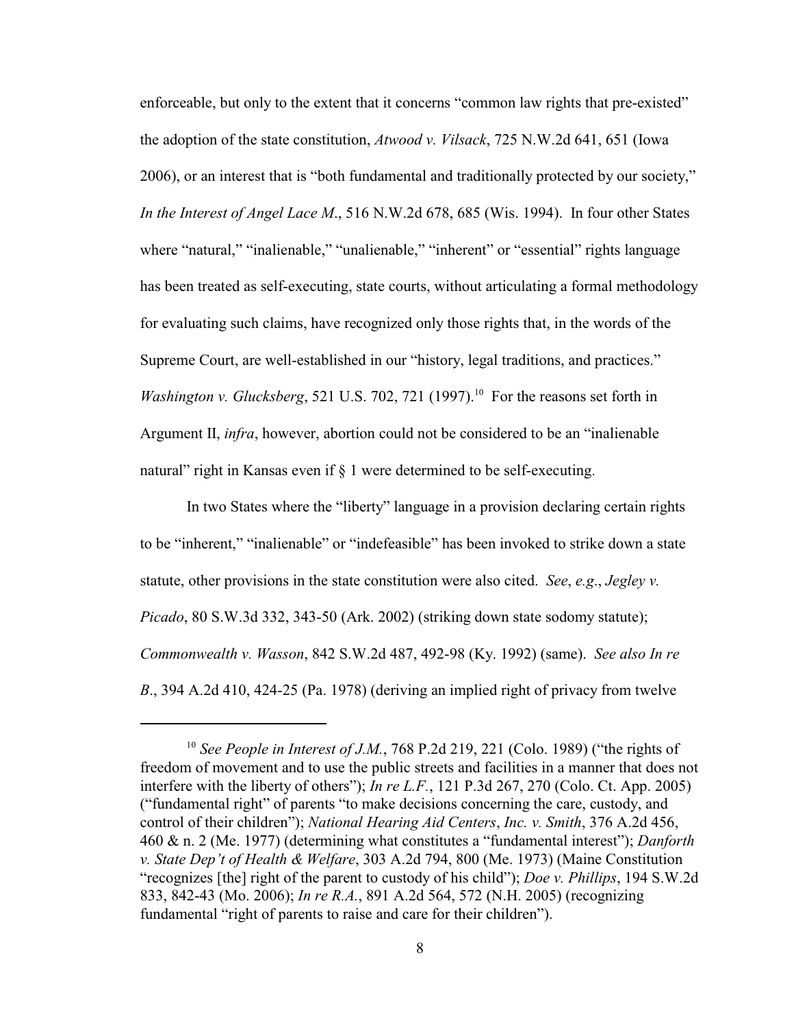enforceable, but only to the extent that it concerns "common law rights that pre-existed" the adoption of the state constitution, *Atwood v. Vilsack*, 725 N.W.2d 641, 651 (Iowa 2006), or an interest that is "both fundamental and traditionally protected by our society," *In the Interest of Angel Lace M*., 516 N.W.2d 678, 685 (Wis. 1994). In four other States where "natural," "inalienable," "unalienable," "inherent" or "essential" rights language has been treated as self-executing, state courts, without articulating a formal methodology for evaluating such claims, have recognized only those rights that, in the words of the Supreme Court, are well-established in our "history, legal traditions, and practices." *Washington v. Glucksberg*, 521 U.S. 702, 721 (1997).[10] For the reasons set forth in Argument II, *infra*, however, abortion could not be considered to be an "inalienable natural" right in Kansas even if § 1 were determined to be self-executing.

In two States where the "liberty" language in a provision declaring certain rights to be "inherent," "inalienable" or "indefeasible" has been invoked to strike down a state statute, other provisions in the state constitution were also cited. *See*, *e.g*., *Jegley v. Picado*, 80 S.W.3d 332, 343-50 (Ark. 2002) (striking down state sodomy statute); *Commonwealth v. Wasson*, 842 S.W.2d 487, 492-98 (Ky. 1992) (same). *See also In re B*., 394 A.2d 410, 424-25 (Pa. 1978) (deriving an implied right of privacy from twelve

---

[10] *See People in Interest of J.M.*, 768 P.2d 219, 221 (Colo. 1989) ("the rights of freedom of movement and to use the public streets and facilities in a manner that does not interfere with the liberty of others"); *In re L.F.*, 121 P.3d 267, 270 (Colo. Ct. App. 2005) ("fundamental right" of parents "to make decisions concerning the care, custody, and control of their children"); *National Hearing Aid Centers*, *Inc. v. Smith*, 376 A.2d 456, 460 & n. 2 (Me. 1977) (determining what constitutes a "fundamental interest"); *Danforth v. State Dep't of Health & Welfare*, 303 A.2d 794, 800 (Me. 1973) (Maine Constitution "recognizes [the] right of the parent to custody of his child"); *Doe v. Phillips*, 194 S.W.2d 833, 842-43 (Mo. 2006); *In re R.A.*, 891 A.2d 564, 572 (N.H. 2005) (recognizing fundamental "right of parents to raise and care for their children").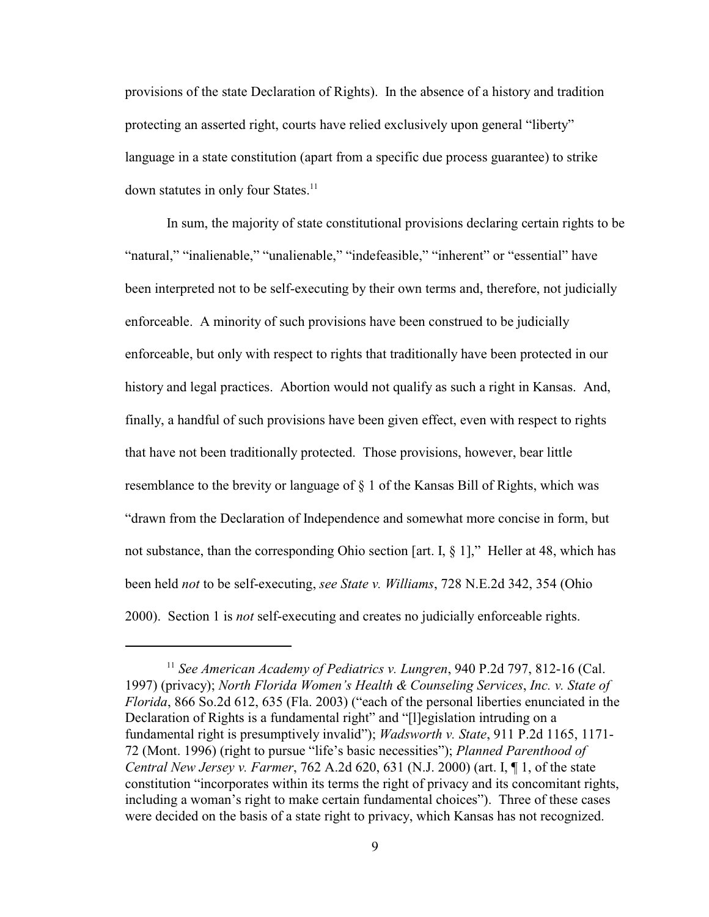provisions of the state Declaration of Rights). In the absence of a history and tradition protecting an asserted right, courts have relied exclusively upon general "liberty" language in a state constitution (apart from a specific due process guarantee) to strike down statutes in only four States.[11]

In sum, the majority of state constitutional provisions declaring certain rights to be "natural," "inalienable," "unalienable," "indefeasible," "inherent" or "essential" have been interpreted not to be self-executing by their own terms and, therefore, not judicially enforceable. A minority of such provisions have been construed to be judicially enforceable, but only with respect to rights that traditionally have been protected in our history and legal practices. Abortion would not qualify as such a right in Kansas. And, finally, a handful of such provisions have been given effect, even with respect to rights that have not been traditionally protected. Those provisions, however, bear little resemblance to the brevity or language of § 1 of the Kansas Bill of Rights, which was "drawn from the Declaration of Independence and somewhat more concise in form, but not substance, than the corresponding Ohio section [art. I, § 1]," Heller at 48, which has been held *not* to be self-executing, *see State v. Williams*, 728 N.E.2d 342, 354 (Ohio 2000). Section 1 is *not* self-executing and creates no judicially enforceable rights.

---

[11] *See American Academy of Pediatrics v. Lungren*, 940 P.2d 797, 812-16 (Cal. 1997) (privacy); *North Florida Women's Health & Counseling Services*, *Inc. v. State of Florida*, 866 So.2d 612, 635 (Fla. 2003) ("each of the personal liberties enunciated in the Declaration of Rights is a fundamental right" and "[l]egislation intruding on a fundamental right is presumptively invalid"); *Wadsworth v. State*, 911 P.2d 1165, 1171-72 (Mont. 1996) (right to pursue "life's basic necessities"); *Planned Parenthood of Central New Jersey v. Farmer*, 762 A.2d 620, 631 (N.J. 2000) (art. I, ¶ 1, of the state constitution "incorporates within its terms the right of privacy and its concomitant rights, including a woman's right to make certain fundamental choices"). Three of these cases were decided on the basis of a state right to privacy, which Kansas has not recognized.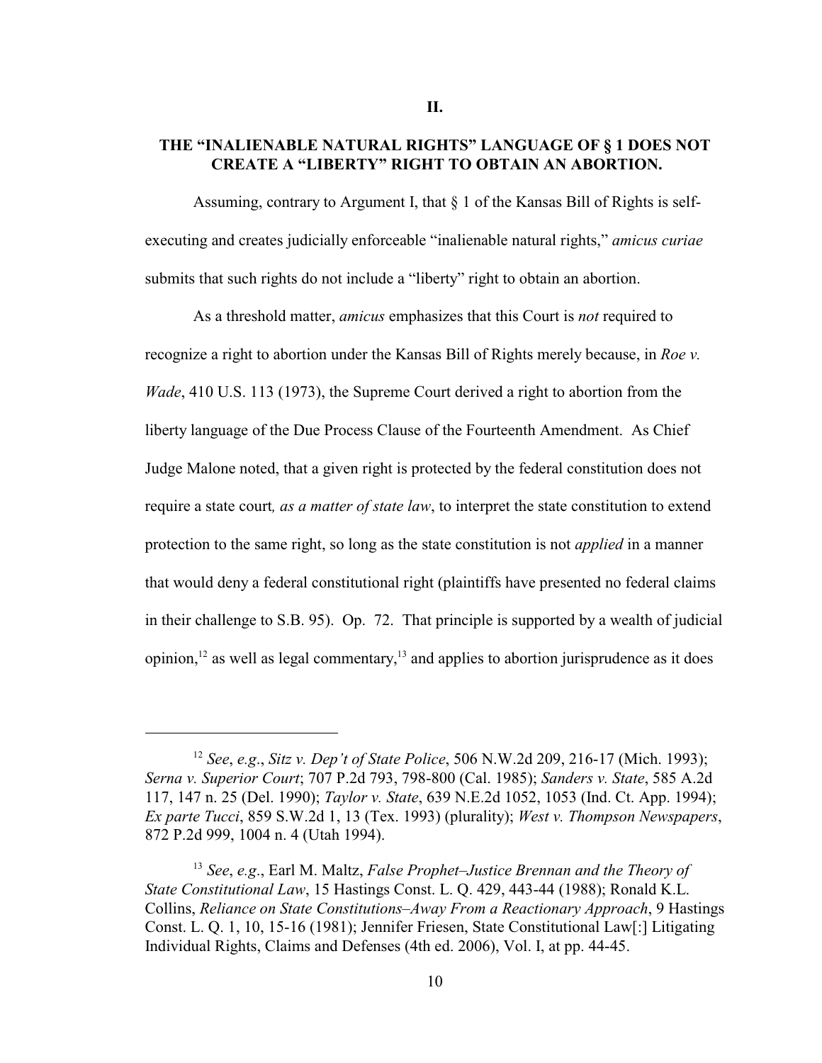## II.

## THE "INALIENABLE NATURAL RIGHTS" LANGUAGE OF § 1 DOES NOT CREATE A "LIBERTY" RIGHT TO OBTAIN AN ABORTION.

Assuming, contrary to Argument I, that § 1 of the Kansas Bill of Rights is self-executing and creates judicially enforceable "inalienable natural rights," *amicus curiae* submits that such rights do not include a "liberty" right to obtain an abortion.

As a threshold matter, *amicus* emphasizes that this Court is *not* required to recognize a right to abortion under the Kansas Bill of Rights merely because, in *Roe v. Wade*, 410 U.S. 113 (1973), the Supreme Court derived a right to abortion from the liberty language of the Due Process Clause of the Fourteenth Amendment. As Chief Judge Malone noted, that a given right is protected by the federal constitution does not require a state court*, as a matter of state law*, to interpret the state constitution to extend protection to the same right, so long as the state constitution is not *applied* in a manner that would deny a federal constitutional right (plaintiffs have presented no federal claims in their challenge to S.B. 95). Op. 72. That principle is supported by a wealth of judicial opinion,[12] as well as legal commentary,[13] and applies to abortion jurisprudence as it does

---

[12] *See*, *e.g*., *Sitz v. Dep't of State Police*, 506 N.W.2d 209, 216-17 (Mich. 1993); *Serna v. Superior Court*; 707 P.2d 793, 798-800 (Cal. 1985); *Sanders v. State*, 585 A.2d 117, 147 n. 25 (Del. 1990); *Taylor v. State*, 639 N.E.2d 1052, 1053 (Ind. Ct. App. 1994); *Ex parte Tucci*, 859 S.W.2d 1, 13 (Tex. 1993) (plurality); *West v. Thompson Newspapers*, 872 P.2d 999, 1004 n. 4 (Utah 1994).

[13] *See*, *e.g*., Earl M. Maltz, *False Prophet–Justice Brennan and the Theory of State Constitutional Law*, 15 Hastings Const. L. Q. 429, 443-44 (1988); Ronald K.L. Collins, *Reliance on State Constitutions–Away From a Reactionary Approach*, 9 Hastings Const. L. Q. 1, 10, 15-16 (1981); Jennifer Friesen, State Constitutional Law[:] Litigating Individual Rights, Claims and Defenses (4th ed. 2006), Vol. I, at pp. 44-45.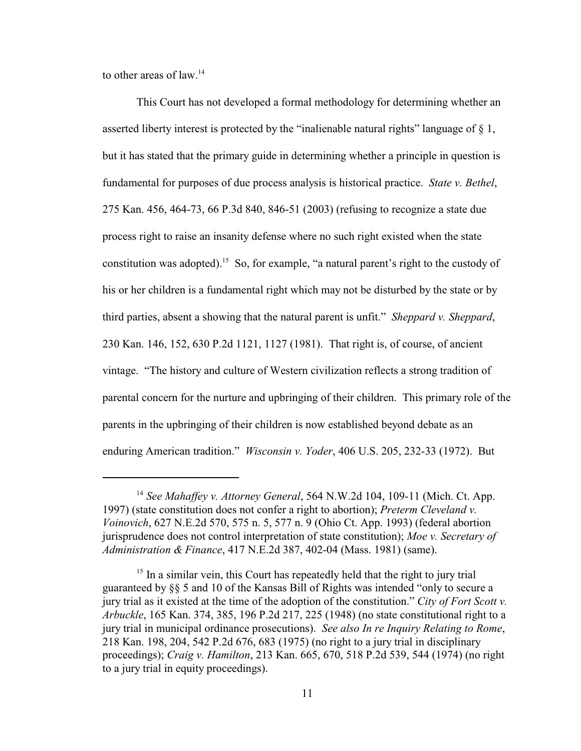to other areas of law.[14]

This Court has not developed a formal methodology for determining whether an asserted liberty interest is protected by the "inalienable natural rights" language of § 1, but it has stated that the primary guide in determining whether a principle in question is fundamental for purposes of due process analysis is historical practice. *State v. Bethel*, 275 Kan. 456, 464-73, 66 P.3d 840, 846-51 (2003) (refusing to recognize a state due process right to raise an insanity defense where no such right existed when the state constitution was adopted).[15] So, for example, "a natural parent's right to the custody of his or her children is a fundamental right which may not be disturbed by the state or by third parties, absent a showing that the natural parent is unfit." *Sheppard v. Sheppard*, 230 Kan. 146, 152, 630 P.2d 1121, 1127 (1981). That right is, of course, of ancient vintage. "The history and culture of Western civilization reflects a strong tradition of parental concern for the nurture and upbringing of their children. This primary role of the parents in the upbringing of their children is now established beyond debate as an enduring American tradition." *Wisconsin v. Yoder*, 406 U.S. 205, 232-33 (1972). But

---

[14] *See Mahaffey v. Attorney General*, 564 N.W.2d 104, 109-11 (Mich. Ct. App. 1997) (state constitution does not confer a right to abortion); *Preterm Cleveland v. Voinovich*, 627 N.E.2d 570, 575 n. 5, 577 n. 9 (Ohio Ct. App. 1993) (federal abortion jurisprudence does not control interpretation of state constitution); *Moe v. Secretary of Administration & Finance*, 417 N.E.2d 387, 402-04 (Mass. 1981) (same).

[15] In a similar vein, this Court has repeatedly held that the right to jury trial guaranteed by §§ 5 and 10 of the Kansas Bill of Rights was intended "only to secure a jury trial as it existed at the time of the adoption of the constitution." *City of Fort Scott v. Arbuckle*, 165 Kan. 374, 385, 196 P.2d 217, 225 (1948) (no state constitutional right to a jury trial in municipal ordinance prosecutions). *See also In re Inquiry Relating to Rome*, 218 Kan. 198, 204, 542 P.2d 676, 683 (1975) (no right to a jury trial in disciplinary proceedings); *Craig v. Hamilton*, 213 Kan. 665, 670, 518 P.2d 539, 544 (1974) (no right to a jury trial in equity proceedings).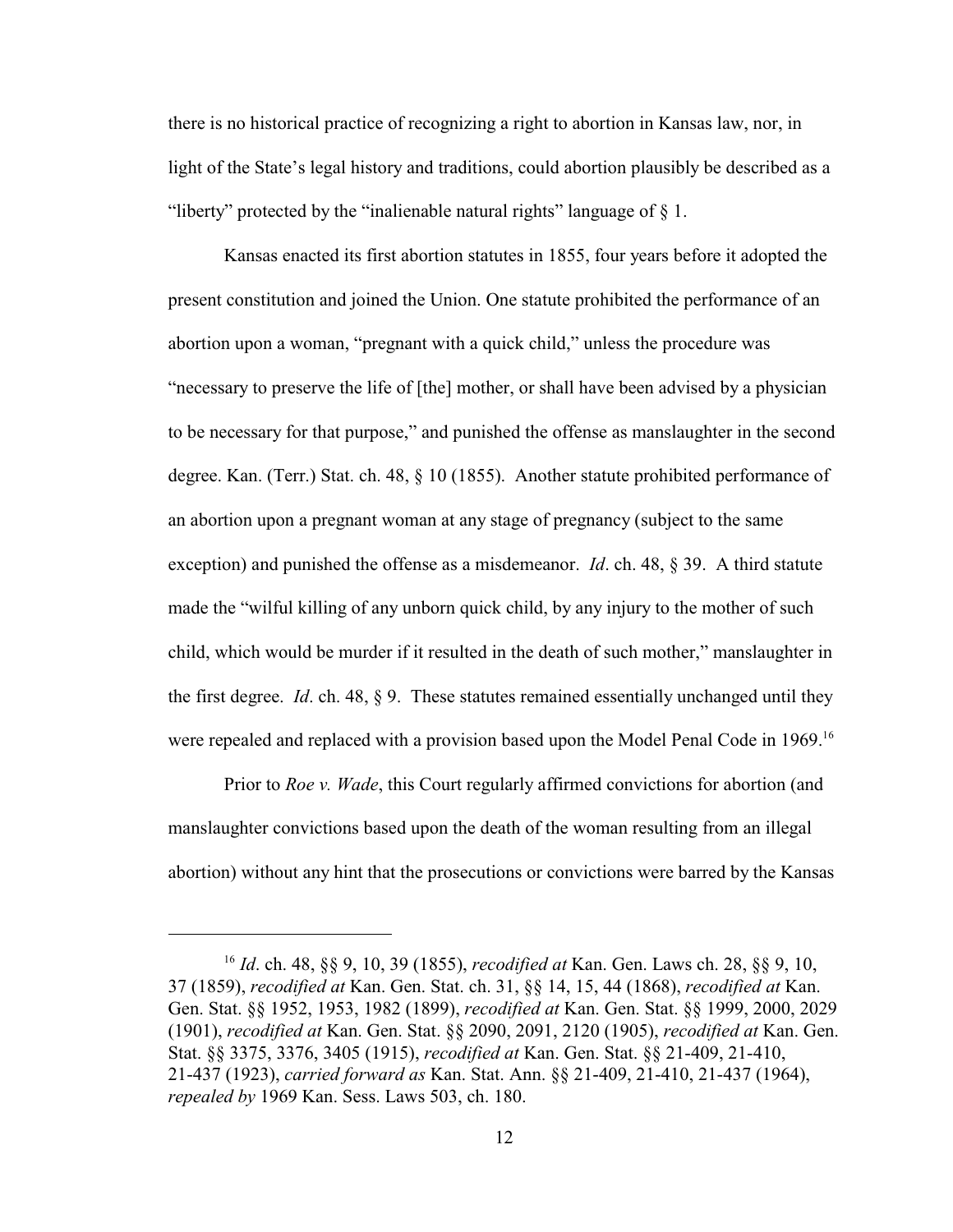there is no historical practice of recognizing a right to abortion in Kansas law, nor, in light of the State's legal history and traditions, could abortion plausibly be described as a "liberty" protected by the "inalienable natural rights" language of § 1.

Kansas enacted its first abortion statutes in 1855, four years before it adopted the present constitution and joined the Union. One statute prohibited the performance of an abortion upon a woman, "pregnant with a quick child," unless the procedure was "necessary to preserve the life of [the] mother, or shall have been advised by a physician to be necessary for that purpose," and punished the offense as manslaughter in the second degree. Kan. (Terr.) Stat. ch. 48, § 10 (1855). Another statute prohibited performance of an abortion upon a pregnant woman at any stage of pregnancy (subject to the same exception) and punished the offense as a misdemeanor. *Id*. ch. 48, § 39. A third statute made the "wilful killing of any unborn quick child, by any injury to the mother of such child, which would be murder if it resulted in the death of such mother," manslaughter in the first degree. *Id*. ch. 48, § 9. These statutes remained essentially unchanged until they were repealed and replaced with a provision based upon the Model Penal Code in 1969.[16]

Prior to *Roe v. Wade*, this Court regularly affirmed convictions for abortion (and manslaughter convictions based upon the death of the woman resulting from an illegal abortion) without any hint that the prosecutions or convictions were barred by the Kansas

---

[16] *Id*. ch. 48, §§ 9, 10, 39 (1855), *recodified at* Kan. Gen. Laws ch. 28, §§ 9, 10, 37 (1859), *recodified at* Kan. Gen. Stat. ch. 31, §§ 14, 15, 44 (1868), *recodified at* Kan. Gen. Stat. §§ 1952, 1953, 1982 (1899), *recodified at* Kan. Gen. Stat. §§ 1999, 2000, 2029 (1901), *recodified at* Kan. Gen. Stat. §§ 2090, 2091, 2120 (1905), *recodified at* Kan. Gen. Stat. §§ 3375, 3376, 3405 (1915), *recodified at* Kan. Gen. Stat. §§ 21-409, 21-410, 21-437 (1923), *carried forward as* Kan. Stat. Ann. §§ 21-409, 21-410, 21-437 (1964), *repealed by* 1969 Kan. Sess. Laws 503, ch. 180.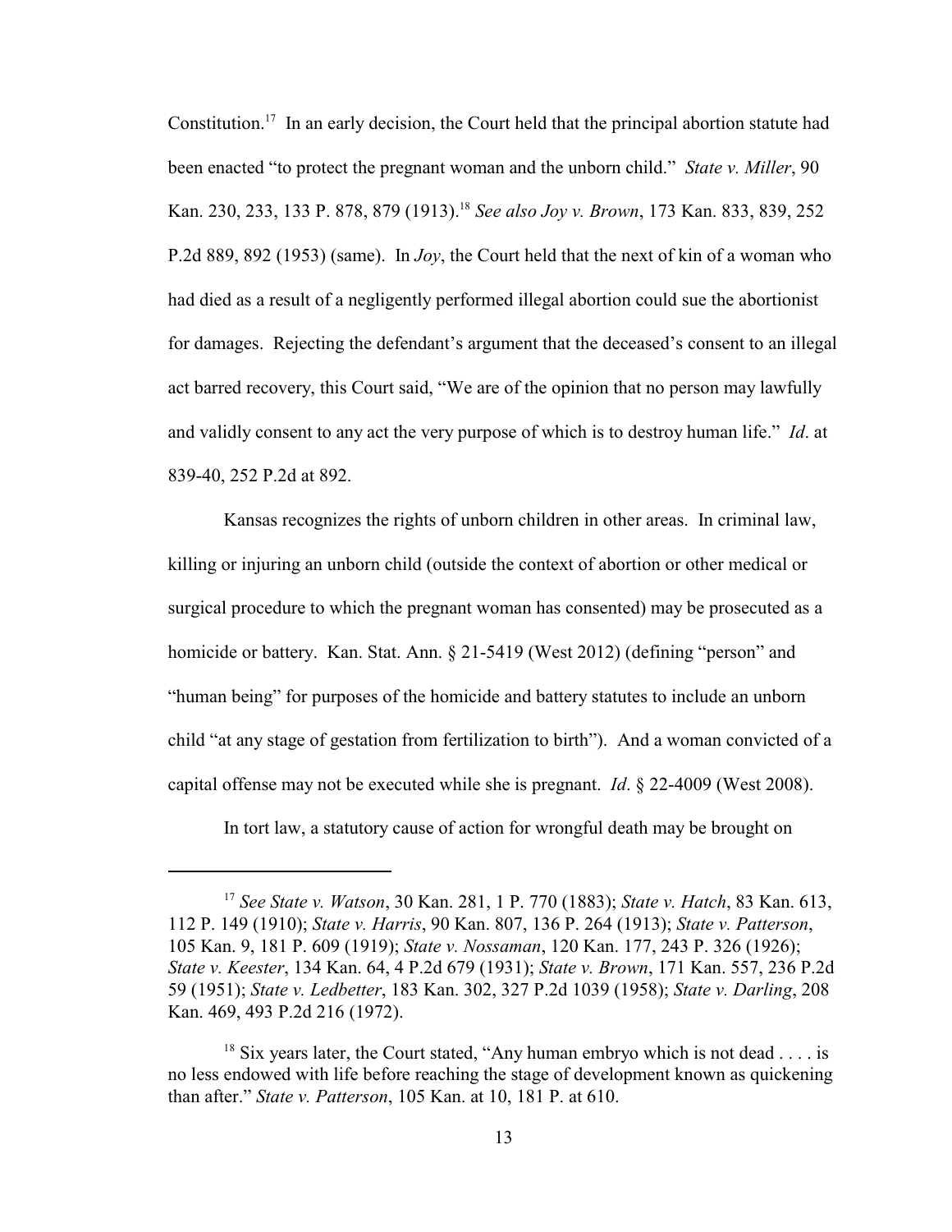Constitution.[17] In an early decision, the Court held that the principal abortion statute had been enacted "to protect the pregnant woman and the unborn child." *State v. Miller*, 90 Kan. 230, 233, 133 P. 878, 879 (1913).[18] *See also Joy v. Brown*, 173 Kan. 833, 839, 252 P.2d 889, 892 (1953) (same). In *Joy*, the Court held that the next of kin of a woman who had died as a result of a negligently performed illegal abortion could sue the abortionist for damages. Rejecting the defendant's argument that the deceased's consent to an illegal act barred recovery, this Court said, "We are of the opinion that no person may lawfully and validly consent to any act the very purpose of which is to destroy human life." *Id*. at 839-40, 252 P.2d at 892.

Kansas recognizes the rights of unborn children in other areas. In criminal law, killing or injuring an unborn child (outside the context of abortion or other medical or surgical procedure to which the pregnant woman has consented) may be prosecuted as a homicide or battery. Kan. Stat. Ann. § 21-5419 (West 2012) (defining "person" and "human being" for purposes of the homicide and battery statutes to include an unborn child "at any stage of gestation from fertilization to birth"). And a woman convicted of a capital offense may not be executed while she is pregnant. *Id*. § 22-4009 (West 2008).

In tort law, a statutory cause of action for wrongful death may be brought on

---

[17] *See State v. Watson*, 30 Kan. 281, 1 P. 770 (1883); *State v. Hatch*, 83 Kan. 613, 112 P. 149 (1910); *State v. Harris*, 90 Kan. 807, 136 P. 264 (1913); *State v. Patterson*, 105 Kan. 9, 181 P. 609 (1919); *State v. Nossaman*, 120 Kan. 177, 243 P. 326 (1926); *State v. Keester*, 134 Kan. 64, 4 P.2d 679 (1931); *State v. Brown*, 171 Kan. 557, 236 P.2d 59 (1951); *State v. Ledbetter*, 183 Kan. 302, 327 P.2d 1039 (1958); *State v. Darling*, 208 Kan. 469, 493 P.2d 216 (1972).

[18] Six years later, the Court stated, "Any human embryo which is not dead . . . . is no less endowed with life before reaching the stage of development known as quickening than after." *State v. Patterson*, 105 Kan. at 10, 181 P. at 610.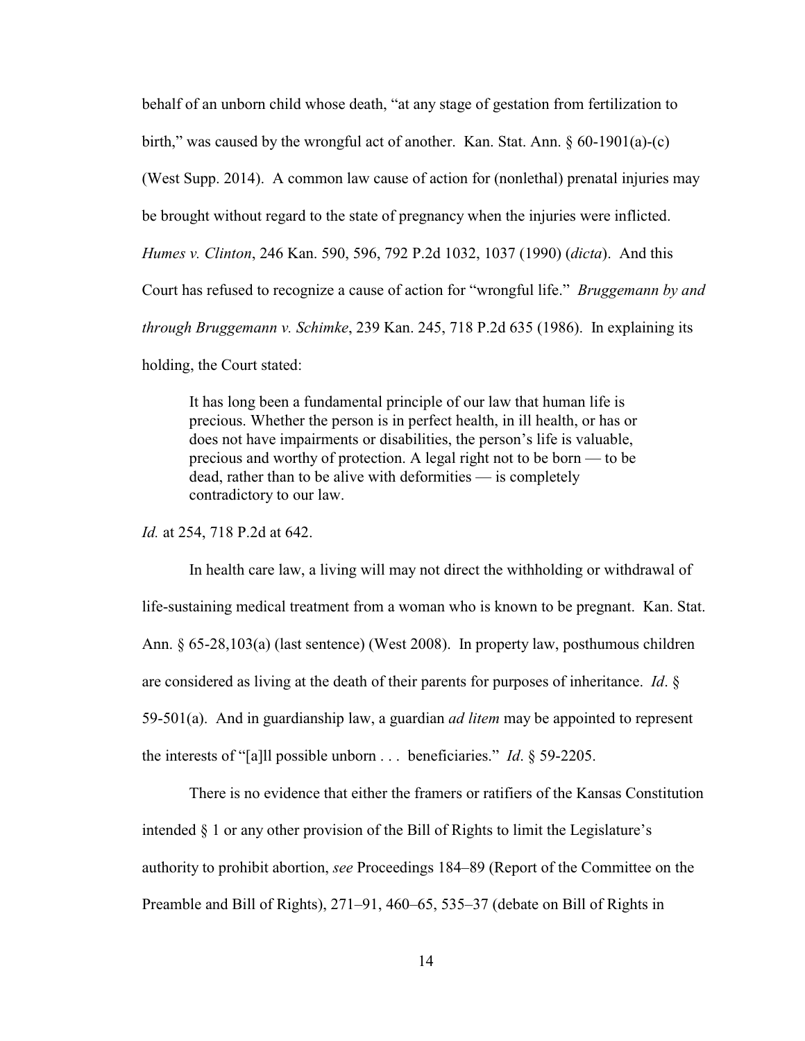behalf of an unborn child whose death, "at any stage of gestation from fertilization to birth," was caused by the wrongful act of another. Kan. Stat. Ann. § 60-1901(a)-(c) (West Supp. 2014). A common law cause of action for (nonlethal) prenatal injuries may be brought without regard to the state of pregnancy when the injuries were inflicted. *Humes v. Clinton*, 246 Kan. 590, 596, 792 P.2d 1032, 1037 (1990) (*dicta*). And this Court has refused to recognize a cause of action for "wrongful life." *Bruggemann by and through Bruggemann v. Schimke*, 239 Kan. 245, 718 P.2d 635 (1986). In explaining its holding, the Court stated:

> It has long been a fundamental principle of our law that human life is precious. Whether the person is in perfect health, in ill health, or has or does not have impairments or disabilities, the person's life is valuable, precious and worthy of protection. A legal right not to be born — to be dead, rather than to be alive with deformities — is completely contradictory to our law.

*Id.* at 254, 718 P.2d at 642.

In health care law, a living will may not direct the withholding or withdrawal of life-sustaining medical treatment from a woman who is known to be pregnant. Kan. Stat. Ann. § 65-28,103(a) (last sentence) (West 2008). In property law, posthumous children are considered as living at the death of their parents for purposes of inheritance. *Id*. § 59-501(a). And in guardianship law, a guardian *ad litem* may be appointed to represent the interests of "[a]ll possible unborn . . . beneficiaries." *Id*. § 59-2205.

There is no evidence that either the framers or ratifiers of the Kansas Constitution intended § 1 or any other provision of the Bill of Rights to limit the Legislature's authority to prohibit abortion, *see* Proceedings 184–89 (Report of the Committee on the Preamble and Bill of Rights), 271–91, 460–65, 535–37 (debate on Bill of Rights in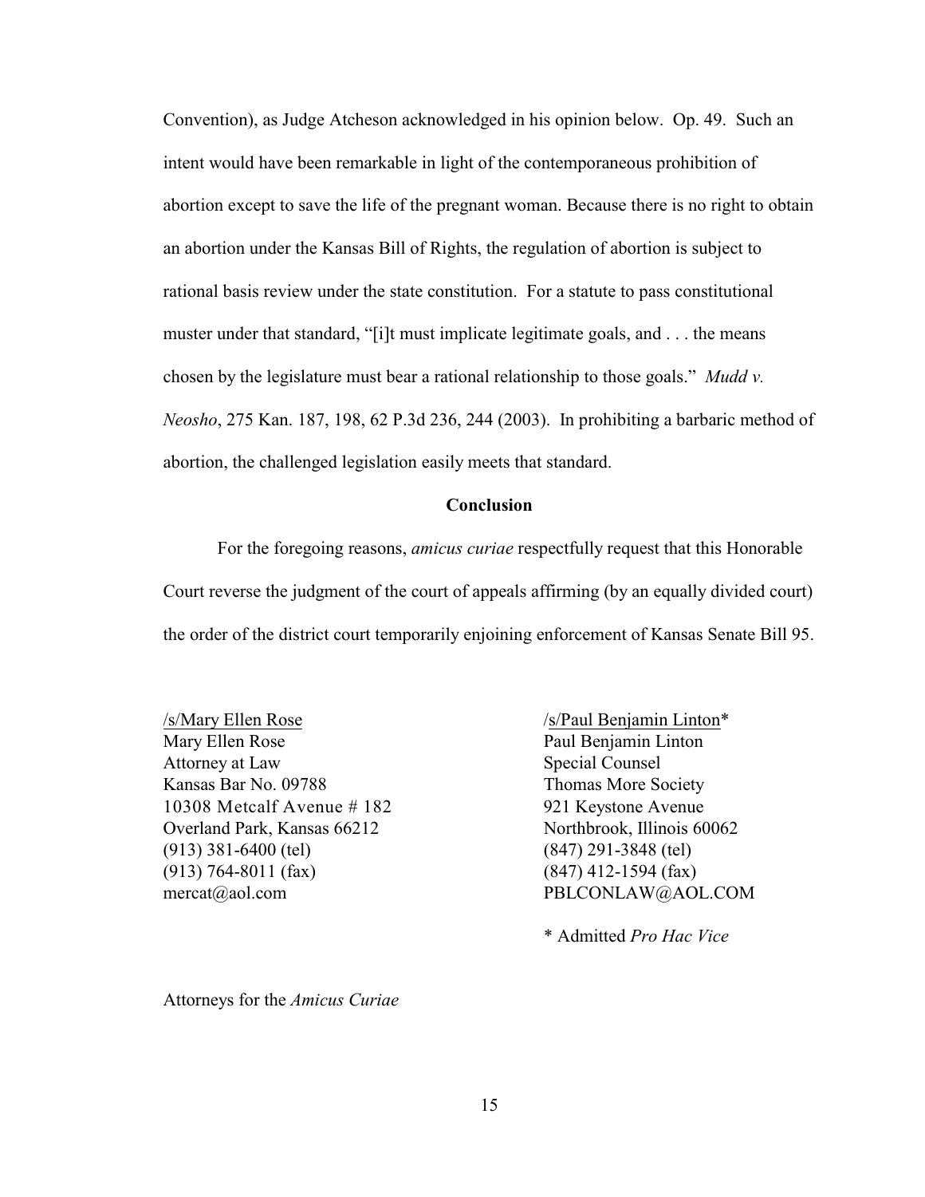Convention), as Judge Atcheson acknowledged in his opinion below. Op. 49. Such an intent would have been remarkable in light of the contemporaneous prohibition of abortion except to save the life of the pregnant woman. Because there is no right to obtain an abortion under the Kansas Bill of Rights, the regulation of abortion is subject to rational basis review under the state constitution. For a statute to pass constitutional muster under that standard, "[i]t must implicate legitimate goals, and . . . the means chosen by the legislature must bear a rational relationship to those goals." *Mudd v. Neosho*, 275 Kan. 187, 198, 62 P.3d 236, 244 (2003). In prohibiting a barbaric method of abortion, the challenged legislation easily meets that standard.

## Conclusion

For the foregoing reasons, *amicus curiae* respectfully request that this Honorable Court reverse the judgment of the court of appeals affirming (by an equally divided court) the order of the district court temporarily enjoining enforcement of Kansas Senate Bill 95.

/s/Mary Ellen Rose
Mary Ellen Rose
Attorney at Law
Kansas Bar No. 09788
10308 Metcalf Avenue # 182
Overland Park, Kansas 66212
(913) 381-6400 (tel)
(913) 764-8011 (fax)
mercat@aol.com

/s/Paul Benjamin Linton*
Paul Benjamin Linton
Special Counsel
Thomas More Society
921 Keystone Avenue
Northbrook, Illinois 60062
(847) 291-3848 (tel)
(847) 412-1594 (fax)
PBLCONLAW@AOL.COM

\* Admitted *Pro Hac Vice*

Attorneys for the *Amicus Curiae*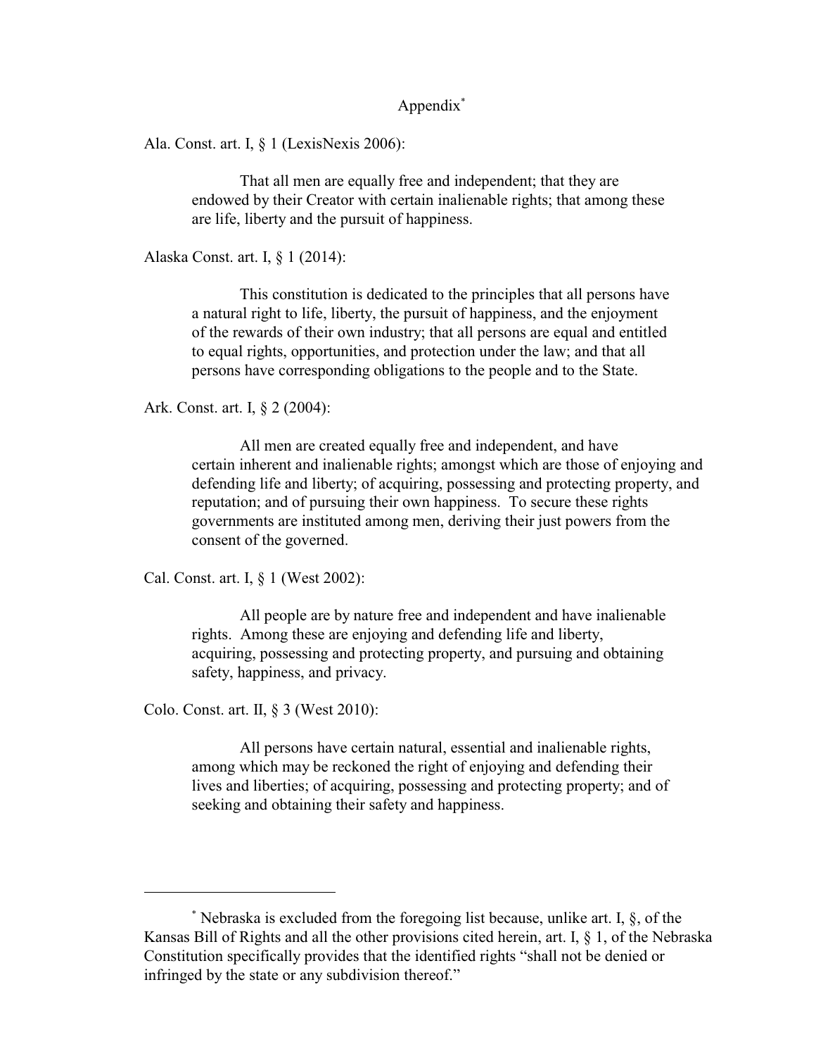# Appendix[*]

Ala. Const. art. I, § 1 (LexisNexis 2006):

> That all men are equally free and independent; that they are endowed by their Creator with certain inalienable rights; that among these are life, liberty and the pursuit of happiness.

Alaska Const. art. I, § 1 (2014):

> This constitution is dedicated to the principles that all persons have a natural right to life, liberty, the pursuit of happiness, and the enjoyment of the rewards of their own industry; that all persons are equal and entitled to equal rights, opportunities, and protection under the law; and that all persons have corresponding obligations to the people and to the State.

Ark. Const. art. I, § 2 (2004):

> All men are created equally free and independent, and have certain inherent and inalienable rights; amongst which are those of enjoying and defending life and liberty; of acquiring, possessing and protecting property, and reputation; and of pursuing their own happiness. To secure these rights governments are instituted among men, deriving their just powers from the consent of the governed.

Cal. Const. art. I, § 1 (West 2002):

> All people are by nature free and independent and have inalienable rights. Among these are enjoying and defending life and liberty, acquiring, possessing and protecting property, and pursuing and obtaining safety, happiness, and privacy.

Colo. Const. art. II, § 3 (West 2010):

> All persons have certain natural, essential and inalienable rights, among which may be reckoned the right of enjoying and defending their lives and liberties; of acquiring, possessing and protecting property; and of seeking and obtaining their safety and happiness.

---

[*] Nebraska is excluded from the foregoing list because, unlike art. I, §, of the Kansas Bill of Rights and all the other provisions cited herein, art. I, § 1, of the Nebraska Constitution specifically provides that the identified rights "shall not be denied or infringed by the state or any subdivision thereof."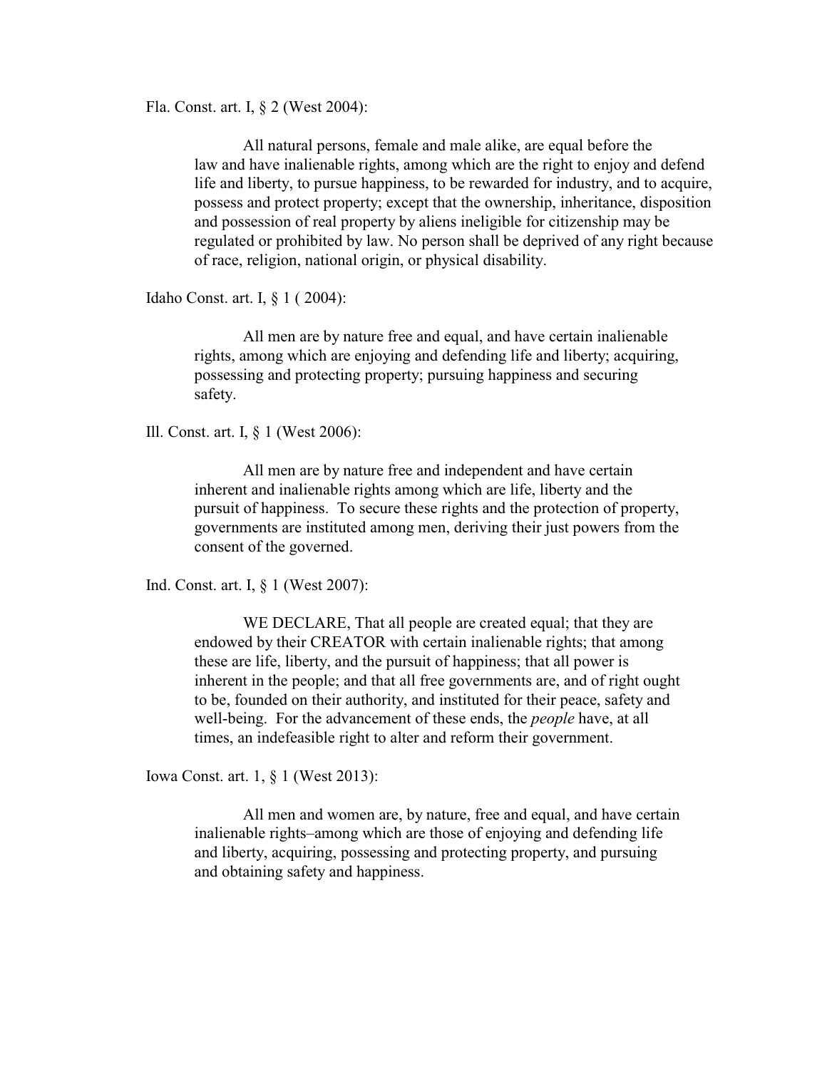Fla. Const. art. I, § 2 (West 2004):

> All natural persons, female and male alike, are equal before the law and have inalienable rights, among which are the right to enjoy and defend life and liberty, to pursue happiness, to be rewarded for industry, and to acquire, possess and protect property; except that the ownership, inheritance, disposition and possession of real property by aliens ineligible for citizenship may be regulated or prohibited by law. No person shall be deprived of any right because of race, religion, national origin, or physical disability.

Idaho Const. art. I, § 1 ( 2004):

> All men are by nature free and equal, and have certain inalienable rights, among which are enjoying and defending life and liberty; acquiring, possessing and protecting property; pursuing happiness and securing safety.

Ill. Const. art. I, § 1 (West 2006):

> All men are by nature free and independent and have certain inherent and inalienable rights among which are life, liberty and the pursuit of happiness. To secure these rights and the protection of property, governments are instituted among men, deriving their just powers from the consent of the governed.

Ind. Const. art. I, § 1 (West 2007):

> WE DECLARE, That all people are created equal; that they are endowed by their CREATOR with certain inalienable rights; that among these are life, liberty, and the pursuit of happiness; that all power is inherent in the people; and that all free governments are, and of right ought to be, founded on their authority, and instituted for their peace, safety and well-being. For the advancement of these ends, the *people* have, at all times, an indefeasible right to alter and reform their government.

Iowa Const. art. 1, § 1 (West 2013):

> All men and women are, by nature, free and equal, and have certain inalienable rights–among which are those of enjoying and defending life and liberty, acquiring, possessing and protecting property, and pursuing and obtaining safety and happiness.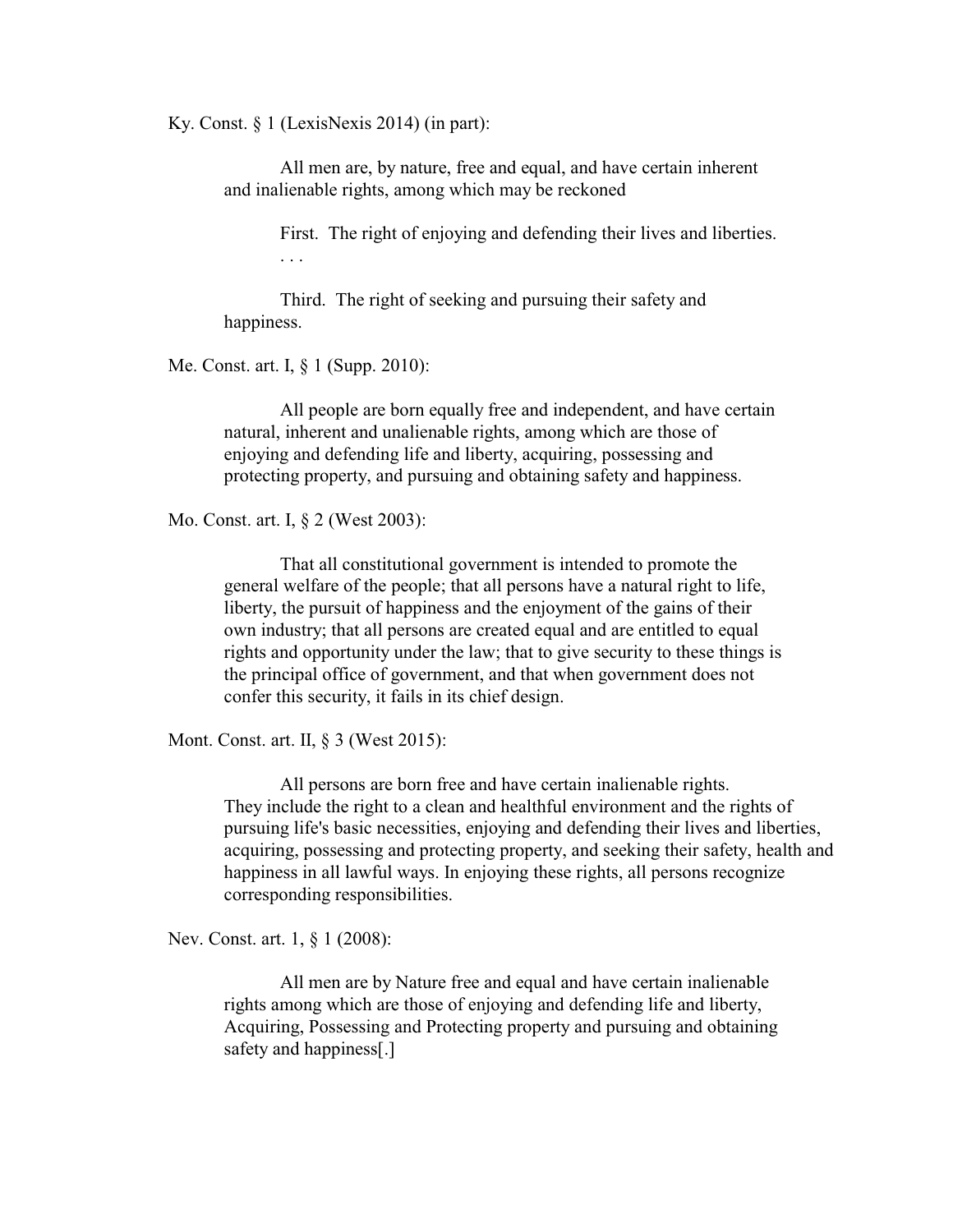Ky. Const. § 1 (LexisNexis 2014) (in part):

> All men are, by nature, free and equal, and have certain inherent and inalienable rights, among which may be reckoned
>
> First. The right of enjoying and defending their lives and liberties. . . .
>
> Third. The right of seeking and pursuing their safety and happiness.

Me. Const. art. I, § 1 (Supp. 2010):

> All people are born equally free and independent, and have certain natural, inherent and unalienable rights, among which are those of enjoying and defending life and liberty, acquiring, possessing and protecting property, and pursuing and obtaining safety and happiness.

Mo. Const. art. I, § 2 (West 2003):

> That all constitutional government is intended to promote the general welfare of the people; that all persons have a natural right to life, liberty, the pursuit of happiness and the enjoyment of the gains of their own industry; that all persons are created equal and are entitled to equal rights and opportunity under the law; that to give security to these things is the principal office of government, and that when government does not confer this security, it fails in its chief design.

Mont. Const. art. II, § 3 (West 2015):

> All persons are born free and have certain inalienable rights. They include the right to a clean and healthful environment and the rights of pursuing life's basic necessities, enjoying and defending their lives and liberties, acquiring, possessing and protecting property, and seeking their safety, health and happiness in all lawful ways. In enjoying these rights, all persons recognize corresponding responsibilities.

Nev. Const. art. 1, § 1 (2008):

> All men are by Nature free and equal and have certain inalienable rights among which are those of enjoying and defending life and liberty, Acquiring, Possessing and Protecting property and pursuing and obtaining safety and happiness[.]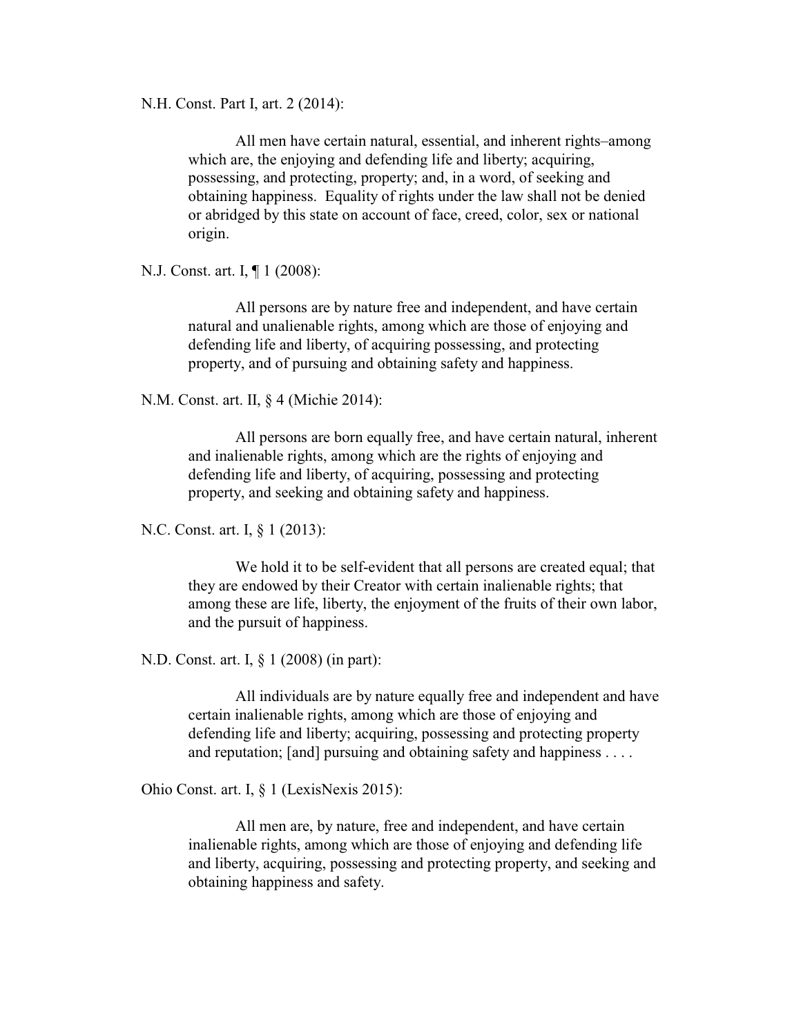N.H. Const. Part I, art. 2 (2014):

> All men have certain natural, essential, and inherent rights–among which are, the enjoying and defending life and liberty; acquiring, possessing, and protecting, property; and, in a word, of seeking and obtaining happiness. Equality of rights under the law shall not be denied or abridged by this state on account of face, creed, color, sex or national origin.

N.J. Const. art. I, ¶ 1 (2008):

> All persons are by nature free and independent, and have certain natural and unalienable rights, among which are those of enjoying and defending life and liberty, of acquiring possessing, and protecting property, and of pursuing and obtaining safety and happiness.

N.M. Const. art. II, § 4 (Michie 2014):

> All persons are born equally free, and have certain natural, inherent and inalienable rights, among which are the rights of enjoying and defending life and liberty, of acquiring, possessing and protecting property, and seeking and obtaining safety and happiness.

N.C. Const. art. I, § 1 (2013):

> We hold it to be self-evident that all persons are created equal; that they are endowed by their Creator with certain inalienable rights; that among these are life, liberty, the enjoyment of the fruits of their own labor, and the pursuit of happiness.

N.D. Const. art. I, § 1 (2008) (in part):

> All individuals are by nature equally free and independent and have certain inalienable rights, among which are those of enjoying and defending life and liberty; acquiring, possessing and protecting property and reputation; [and] pursuing and obtaining safety and happiness . . . .

Ohio Const. art. I, § 1 (LexisNexis 2015):

> All men are, by nature, free and independent, and have certain inalienable rights, among which are those of enjoying and defending life and liberty, acquiring, possessing and protecting property, and seeking and obtaining happiness and safety.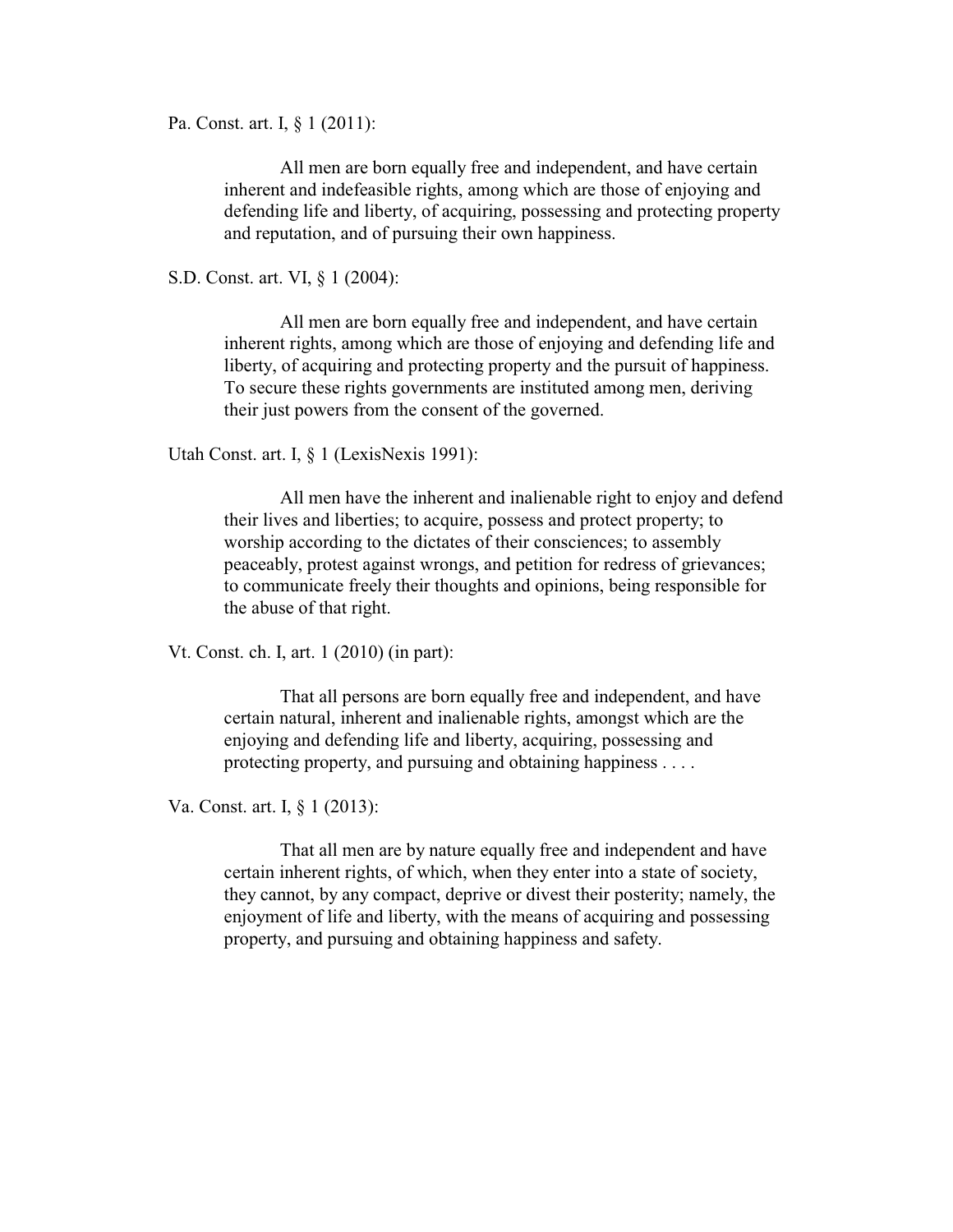Pa. Const. art. I, § 1 (2011):

> All men are born equally free and independent, and have certain inherent and indefeasible rights, among which are those of enjoying and defending life and liberty, of acquiring, possessing and protecting property and reputation, and of pursuing their own happiness.

S.D. Const. art. VI, § 1 (2004):

> All men are born equally free and independent, and have certain inherent rights, among which are those of enjoying and defending life and liberty, of acquiring and protecting property and the pursuit of happiness. To secure these rights governments are instituted among men, deriving their just powers from the consent of the governed.

Utah Const. art. I, § 1 (LexisNexis 1991):

> All men have the inherent and inalienable right to enjoy and defend their lives and liberties; to acquire, possess and protect property; to worship according to the dictates of their consciences; to assembly peaceably, protest against wrongs, and petition for redress of grievances; to communicate freely their thoughts and opinions, being responsible for the abuse of that right.

Vt. Const. ch. I, art. 1 (2010) (in part):

> That all persons are born equally free and independent, and have certain natural, inherent and inalienable rights, amongst which are the enjoying and defending life and liberty, acquiring, possessing and protecting property, and pursuing and obtaining happiness . . . .

Va. Const. art. I, § 1 (2013):

> That all men are by nature equally free and independent and have certain inherent rights, of which, when they enter into a state of society, they cannot, by any compact, deprive or divest their posterity; namely, the enjoyment of life and liberty, with the means of acquiring and possessing property, and pursuing and obtaining happiness and safety.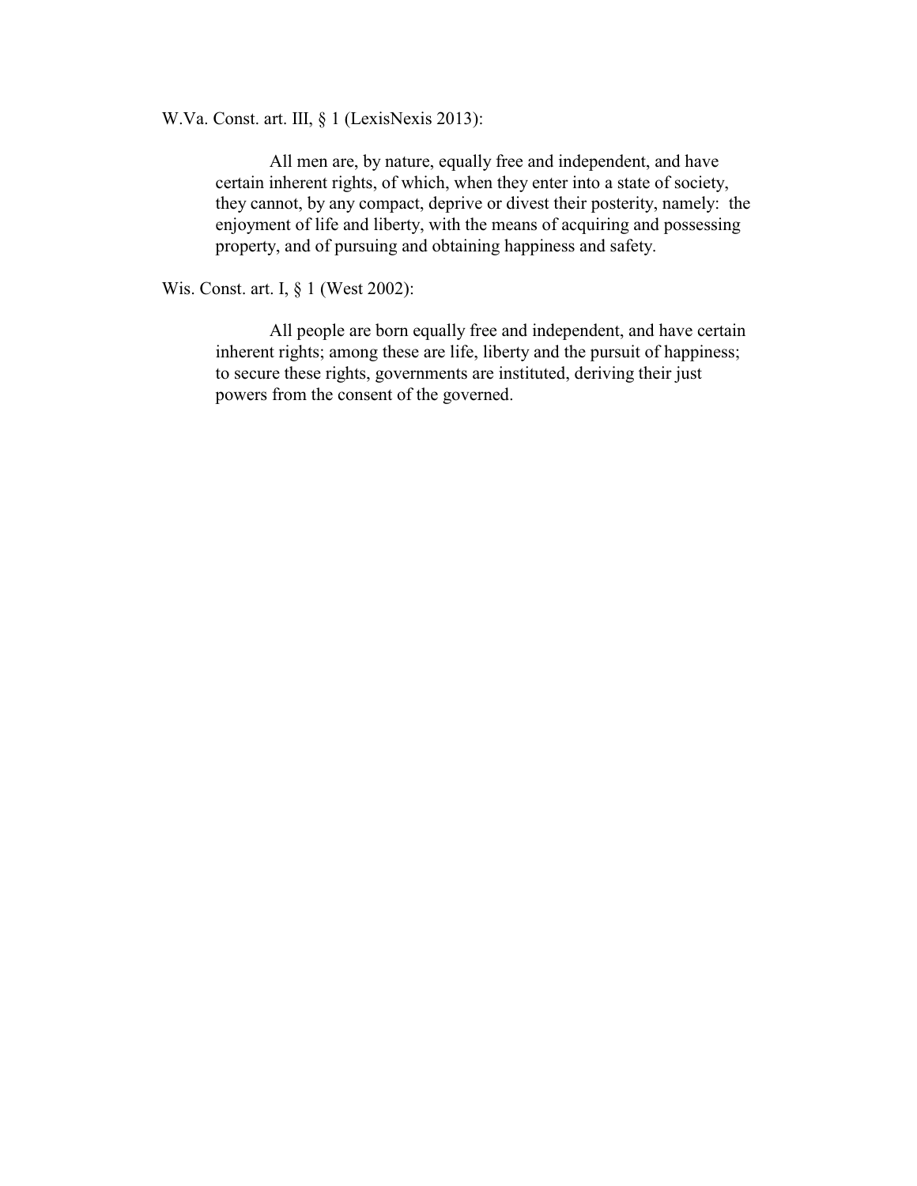W.Va. Const. art. III, § 1 (LexisNexis 2013):

> All men are, by nature, equally free and independent, and have certain inherent rights, of which, when they enter into a state of society, they cannot, by any compact, deprive or divest their posterity, namely: the enjoyment of life and liberty, with the means of acquiring and possessing property, and of pursuing and obtaining happiness and safety.

Wis. Const. art. I, § 1 (West 2002):

> All people are born equally free and independent, and have certain inherent rights; among these are life, liberty and the pursuit of happiness; to secure these rights, governments are instituted, deriving their just powers from the consent of the governed.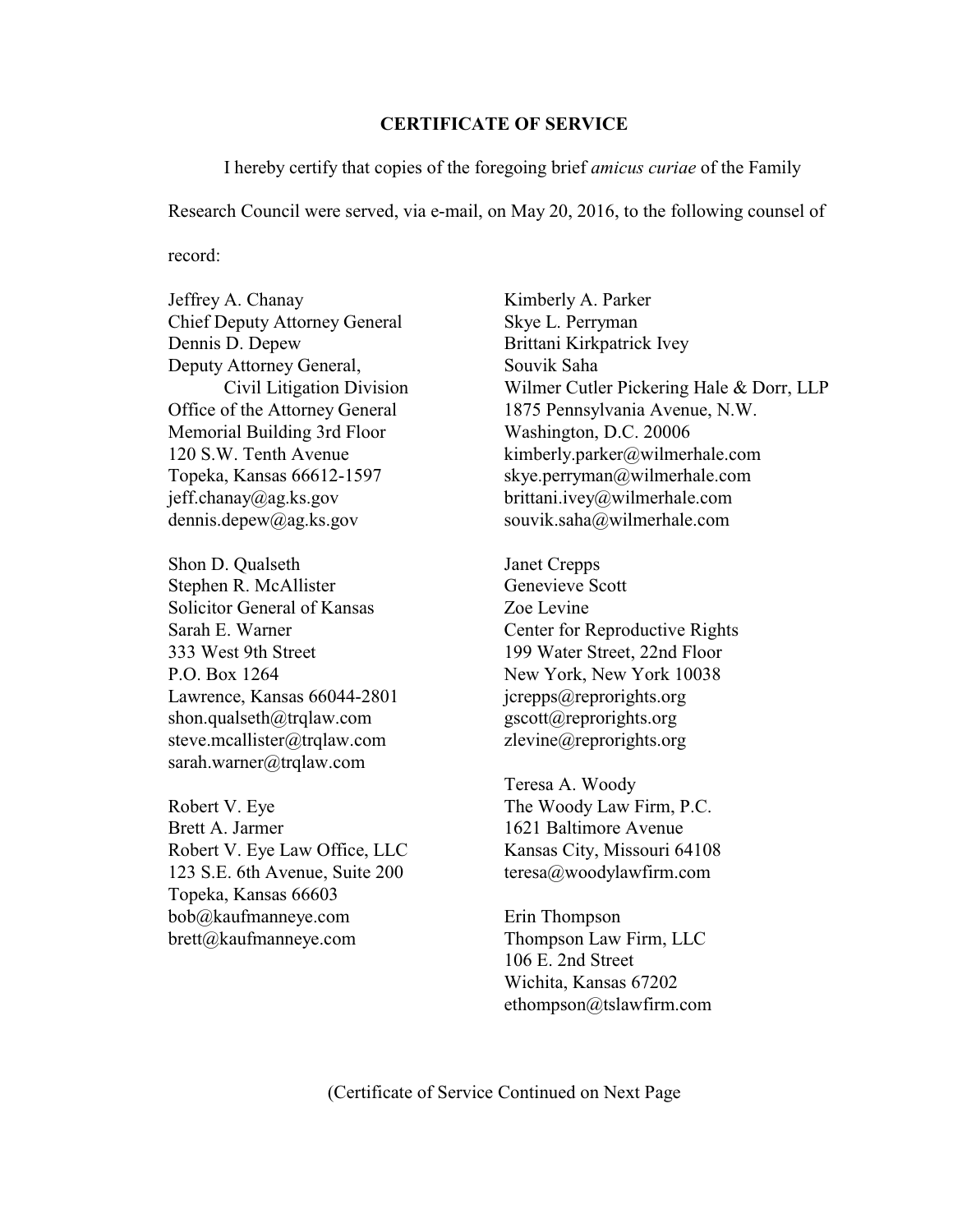## CERTIFICATE OF SERVICE

I hereby certify that copies of the foregoing brief *amicus curiae* of the Family Research Council were served, via e-mail, on May 20, 2016, to the following counsel of record:

Jeffrey A. Chanay
Chief Deputy Attorney General
Dennis D. Depew
Deputy Attorney General,
Civil Litigation Division
Office of the Attorney General
Memorial Building 3rd Floor
120 S.W. Tenth Avenue
Topeka, Kansas 66612-1597
jeff.chanay@ag.ks.gov
dennis.depew@ag.ks.gov

Shon D. Qualseth
Stephen R. McAllister
Solicitor General of Kansas
Sarah E. Warner
333 West 9th Street
P.O. Box 1264
Lawrence, Kansas 66044-2801
shon.qualseth@trqlaw.com
steve.mcallister@trqlaw.com
sarah.warner@trqlaw.com

Robert V. Eye
Brett A. Jarmer
Robert V. Eye Law Office, LLC
123 S.E. 6th Avenue, Suite 200
Topeka, Kansas 66603
bob@kaufmanneye.com
brett@kaufmanneye.com

Kimberly A. Parker
Skye L. Perryman
Brittani Kirkpatrick Ivey
Souvik Saha
Wilmer Cutler Pickering Hale & Dorr, LLP
1875 Pennsylvania Avenue, N.W.
Washington, D.C. 20006
kimberly.parker@wilmerhale.com
skye.perryman@wilmerhale.com
brittani.ivey@wilmerhale.com
souvik.saha@wilmerhale.com

Janet Crepps
Genevieve Scott
Zoe Levine
Center for Reproductive Rights
199 Water Street, 22nd Floor
New York, New York 10038
jcrepps@reprorights.org
gscott@reprorights.org
zlevine@reprorights.org

Teresa A. Woody
The Woody Law Firm, P.C.
1621 Baltimore Avenue
Kansas City, Missouri 64108
teresa@woodylawfirm.com

Erin Thompson
Thompson Law Firm, LLC
106 E. 2nd Street
Wichita, Kansas 67202
ethompson@tslawfirm.com

(Certificate of Service Continued on Next Page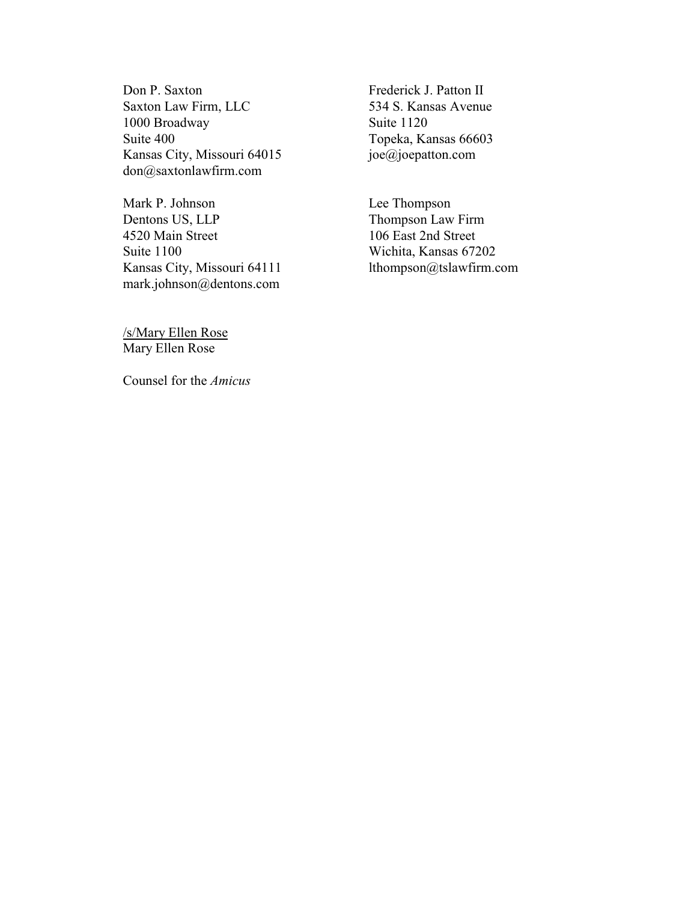Don P. Saxton
Saxton Law Firm, LLC
1000 Broadway
Suite 400
Kansas City, Missouri 64015
don@saxtonlawfirm.com

Frederick J. Patton II
534 S. Kansas Avenue
Suite 1120
Topeka, Kansas 66603
joe@joepatton.com

Mark P. Johnson
Dentons US, LLP
4520 Main Street
Suite 1100
Kansas City, Missouri 64111
mark.johnson@dentons.com

Lee Thompson
Thompson Law Firm
106 East 2nd Street
Wichita, Kansas 67202
lthompson@tslawfirm.com

/s/Mary Ellen Rose
Mary Ellen Rose

Counsel for the *Amicus*